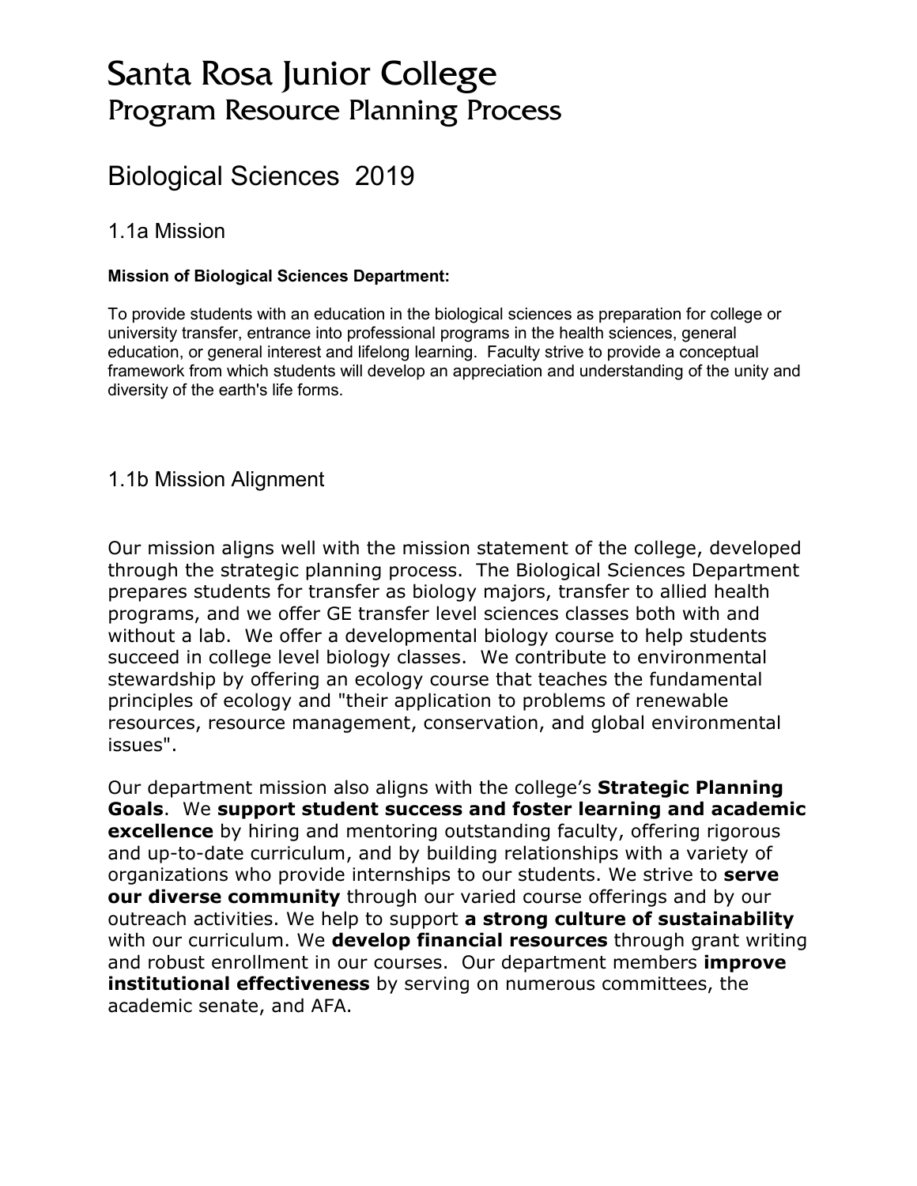# Santa Rosa Junior College
## Program Resource Planning Process

## Biological Sciences 2019

### 1.1a Mission

**Mission of Biological Sciences Department:**

To provide students with an education in the biological sciences as preparation for college or university transfer, entrance into professional programs in the health sciences, general education, or general interest and lifelong learning. Faculty strive to provide a conceptual framework from which students will develop an appreciation and understanding of the unity and diversity of the earth's life forms.

### 1.1b Mission Alignment

Our mission aligns well with the mission statement of the college, developed through the strategic planning process. The Biological Sciences Department prepares students for transfer as biology majors, transfer to allied health programs, and we offer GE transfer level sciences classes both with and without a lab. We offer a developmental biology course to help students succeed in college level biology classes. We contribute to environmental stewardship by offering an ecology course that teaches the fundamental principles of ecology and "their application to problems of renewable resources, resource management, conservation, and global environmental issues".

Our department mission also aligns with the college's **Strategic Planning Goals**. We **support student success and foster learning and academic excellence** by hiring and mentoring outstanding faculty, offering rigorous and up-to-date curriculum, and by building relationships with a variety of organizations who provide internships to our students. We strive to **serve our diverse community** through our varied course offerings and by our outreach activities. We help to support **a strong culture of sustainability** with our curriculum. We **develop financial resources** through grant writing and robust enrollment in our courses. Our department members **improve institutional effectiveness** by serving on numerous committees, the academic senate, and AFA.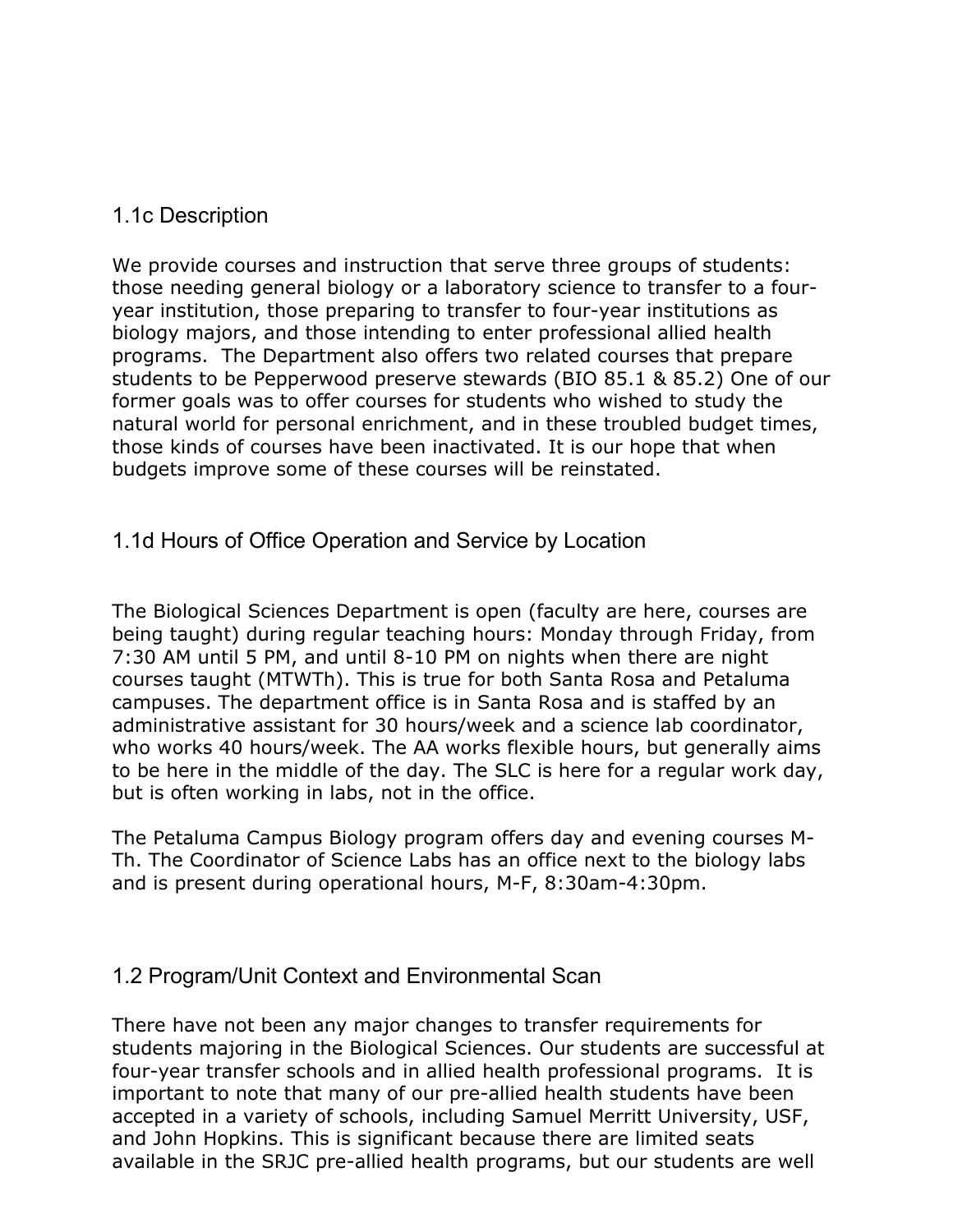## 1.1c Description

We provide courses and instruction that serve three groups of students: those needing general biology or a laboratory science to transfer to a four-year institution, those preparing to transfer to four-year institutions as biology majors, and those intending to enter professional allied health programs. The Department also offers two related courses that prepare students to be Pepperwood preserve stewards (BIO 85.1 & 85.2) One of our former goals was to offer courses for students who wished to study the natural world for personal enrichment, and in these troubled budget times, those kinds of courses have been inactivated. It is our hope that when budgets improve some of these courses will be reinstated.

## 1.1d Hours of Office Operation and Service by Location

The Biological Sciences Department is open (faculty are here, courses are being taught) during regular teaching hours: Monday through Friday, from 7:30 AM until 5 PM, and until 8-10 PM on nights when there are night courses taught (MTWTh). This is true for both Santa Rosa and Petaluma campuses. The department office is in Santa Rosa and is staffed by an administrative assistant for 30 hours/week and a science lab coordinator, who works 40 hours/week. The AA works flexible hours, but generally aims to be here in the middle of the day. The SLC is here for a regular work day, but is often working in labs, not in the office.

The Petaluma Campus Biology program offers day and evening courses M-Th. The Coordinator of Science Labs has an office next to the biology labs and is present during operational hours, M-F, 8:30am-4:30pm.

## 1.2 Program/Unit Context and Environmental Scan

There have not been any major changes to transfer requirements for students majoring in the Biological Sciences. Our students are successful at four-year transfer schools and in allied health professional programs. It is important to note that many of our pre-allied health students have been accepted in a variety of schools, including Samuel Merritt University, USF, and John Hopkins. This is significant because there are limited seats available in the SRJC pre-allied health programs, but our students are well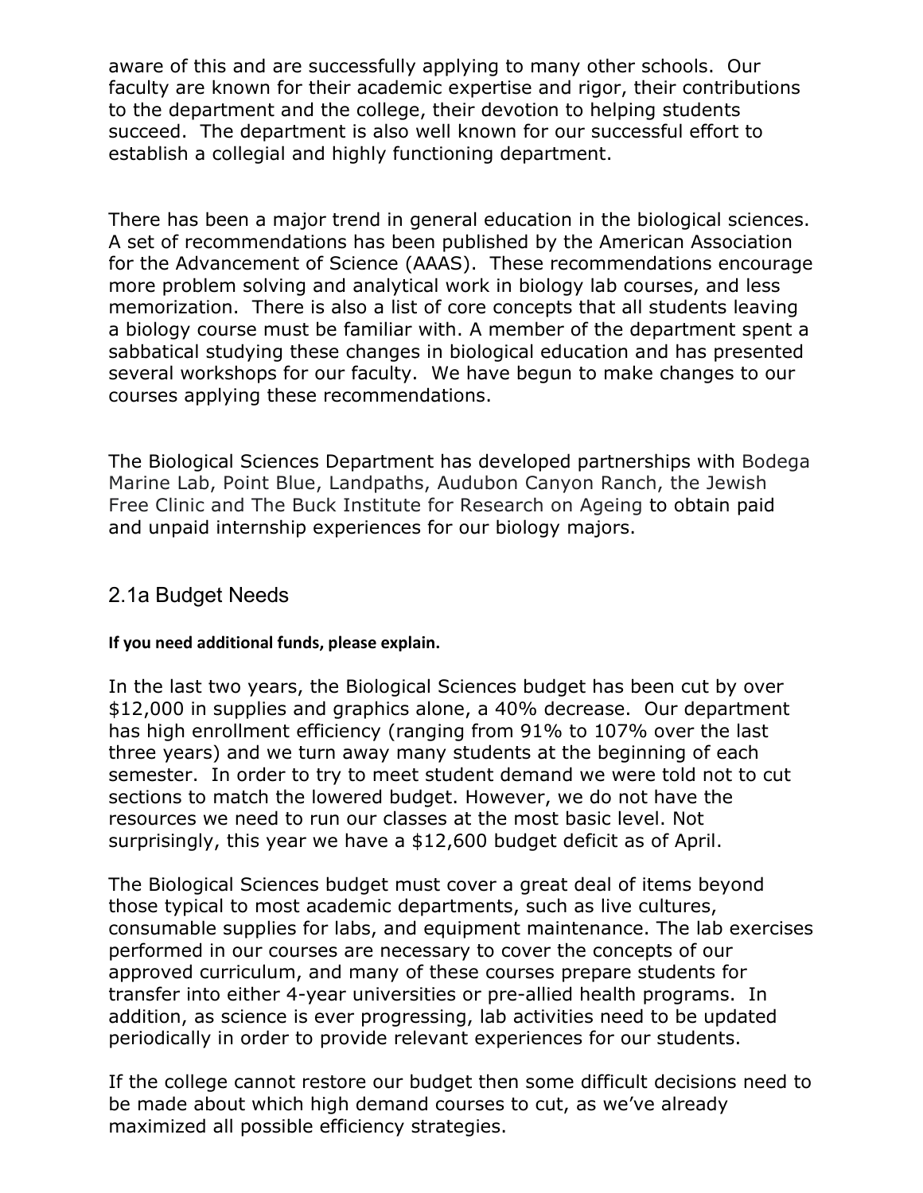aware of this and are successfully applying to many other schools. Our faculty are known for their academic expertise and rigor, their contributions to the department and the college, their devotion to helping students succeed. The department is also well known for our successful effort to establish a collegial and highly functioning department.

There has been a major trend in general education in the biological sciences. A set of recommendations has been published by the American Association for the Advancement of Science (AAAS). These recommendations encourage more problem solving and analytical work in biology lab courses, and less memorization. There is also a list of core concepts that all students leaving a biology course must be familiar with. A member of the department spent a sabbatical studying these changes in biological education and has presented several workshops for our faculty. We have begun to make changes to our courses applying these recommendations.

The Biological Sciences Department has developed partnerships with Bodega Marine Lab, Point Blue, Landpaths, Audubon Canyon Ranch, the Jewish Free Clinic and The Buck Institute for Research on Ageing to obtain paid and unpaid internship experiences for our biology majors.

## 2.1a Budget Needs

**If you need additional funds, please explain.**

In the last two years, the Biological Sciences budget has been cut by over $12,000 in supplies and graphics alone, a 40% decrease. Our department has high enrollment efficiency (ranging from 91% to 107% over the last three years) and we turn away many students at the beginning of each semester. In order to try to meet student demand we were told not to cut sections to match the lowered budget. However, we do not have the resources we need to run our classes at the most basic level. Not surprisingly, this year we have a $12,600 budget deficit as of April.

The Biological Sciences budget must cover a great deal of items beyond those typical to most academic departments, such as live cultures, consumable supplies for labs, and equipment maintenance. The lab exercises performed in our courses are necessary to cover the concepts of our approved curriculum, and many of these courses prepare students for transfer into either 4-year universities or pre-allied health programs. In addition, as science is ever progressing, lab activities need to be updated periodically in order to provide relevant experiences for our students.

If the college cannot restore our budget then some difficult decisions need to be made about which high demand courses to cut, as we've already maximized all possible efficiency strategies.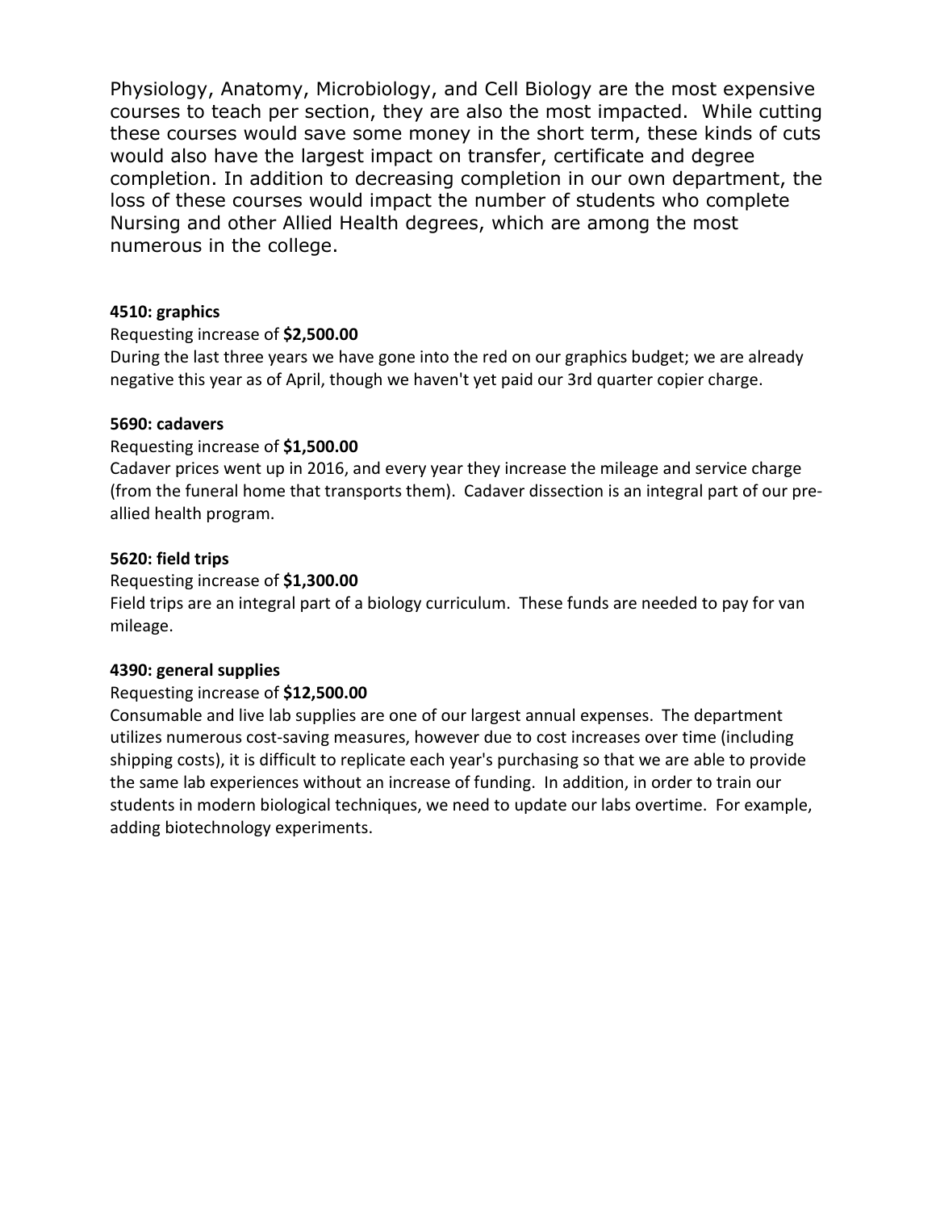Physiology, Anatomy, Microbiology, and Cell Biology are the most expensive courses to teach per section, they are also the most impacted. While cutting these courses would save some money in the short term, these kinds of cuts would also have the largest impact on transfer, certificate and degree completion. In addition to decreasing completion in our own department, the loss of these courses would impact the number of students who complete Nursing and other Allied Health degrees, which are among the most numerous in the college.

**4510: graphics**

Requesting increase of **$2,500.00**

During the last three years we have gone into the red on our graphics budget; we are already negative this year as of April, though we haven't yet paid our 3rd quarter copier charge.

**5690: cadavers**

Requesting increase of **$1,500.00**

Cadaver prices went up in 2016, and every year they increase the mileage and service charge (from the funeral home that transports them). Cadaver dissection is an integral part of our pre-allied health program.

**5620: field trips**

Requesting increase of **$1,300.00**

Field trips are an integral part of a biology curriculum. These funds are needed to pay for van mileage.

**4390: general supplies**

Requesting increase of **$12,500.00**

Consumable and live lab supplies are one of our largest annual expenses. The department utilizes numerous cost-saving measures, however due to cost increases over time (including shipping costs), it is difficult to replicate each year's purchasing so that we are able to provide the same lab experiences without an increase of funding. In addition, in order to train our students in modern biological techniques, we need to update our labs overtime. For example, adding biotechnology experiments.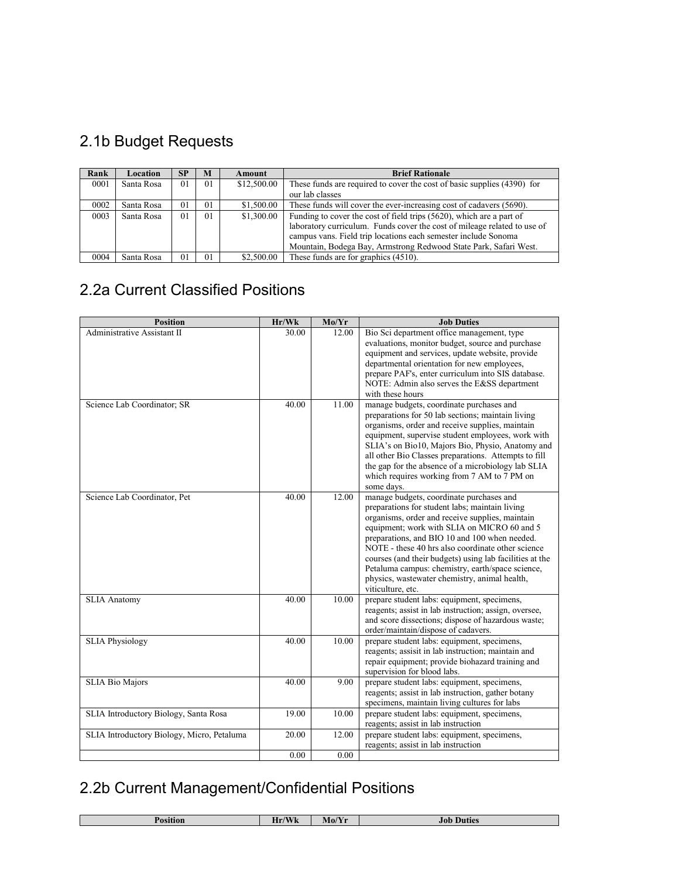## 2.1b Budget Requests

| Rank | Location | SP | M | Amount | Brief Rationale |
|---|---|---|---|---|---|
| 0001 | Santa Rosa | 01 | 01 | $12,500.00 | These funds are required to cover the cost of basic supplies (4390) for our lab classes |
| 0002 | Santa Rosa | 01 | 01 | $1,500.00 | These funds will cover the ever-increasing cost of cadavers (5690). |
| 0003 | Santa Rosa | 01 | 01 | $1,300.00 | Funding to cover the cost of field trips (5620), which are a part of laboratory curriculum. Funds cover the cost of mileage related to use of campus vans. Field trip locations each semester include Sonoma Mountain, Bodega Bay, Armstrong Redwood State Park, Safari West. |
| 0004 | Santa Rosa | 01 | 01 | $2,500.00 | These funds are for graphics (4510). |

## 2.2a Current Classified Positions

| Position | Hr/Wk | Mo/Yr | Job Duties |
|---|---|---|---|
| Administrative Assistant II | 30.00 | 12.00 | Bio Sci department office management, type evaluations, monitor budget, source and purchase equipment and services, update website, provide departmental orientation for new employees, prepare PAF's, enter curriculum into SIS database. NOTE: Admin also serves the E&SS department with these hours |
| Science Lab Coordinator; SR | 40.00 | 11.00 | manage budgets, coordinate purchases and preparations for 50 lab sections; maintain living organisms, order and receive supplies, maintain equipment, supervise student employees, work with SLIA's on Bio10, Majors Bio, Physio, Anatomy and all other Bio Classes preparations. Attempts to fill the gap for the absence of a microbiology lab SLIA which requires working from 7 AM to 7 PM on some days. |
| Science Lab Coordinator, Pet | 40.00 | 12.00 | manage budgets, coordinate purchases and preparations for student labs; maintain living organisms, order and receive supplies, maintain equipment; work with SLIA on MICRO 60 and 5 preparations, and BIO 10 and 100 when needed. NOTE - these 40 hrs also coordinate other science courses (and their budgets) using lab facilities at the Petaluma campus: chemistry, earth/space science, physics, wastewater chemistry, animal health, viticulture, etc. |
| SLIA Anatomy | 40.00 | 10.00 | prepare student labs: equipment, specimens, reagents; assist in lab instruction; assign, oversee, and score dissections; dispose of hazardous waste; order/maintain/dispose of cadavers. |
| SLIA Physiology | 40.00 | 10.00 | prepare student labs: equipment, specimens, reagents; assisit in lab instruction; maintain and repair equipment; provide biohazard training and supervision for blood labs. |
| SLIA Bio Majors | 40.00 | 9.00 | prepare student labs: equipment, specimens, reagents; assist in lab instruction, gather botany specimens, maintain living cultures for labs |
| SLIA Introductory Biology, Santa Rosa | 19.00 | 10.00 | prepare student labs: equipment, specimens, reagents; assist in lab instruction |
| SLIA Introductory Biology, Micro, Petaluma | 20.00 | 12.00 | prepare student labs: equipment, specimens, reagents; assist in lab instruction |
| | 0.00 | 0.00 | |

## 2.2b Current Management/Confidential Positions

| Position | Hr/Wk | Mo/Yr | Job Duties |
|---|---|---|---|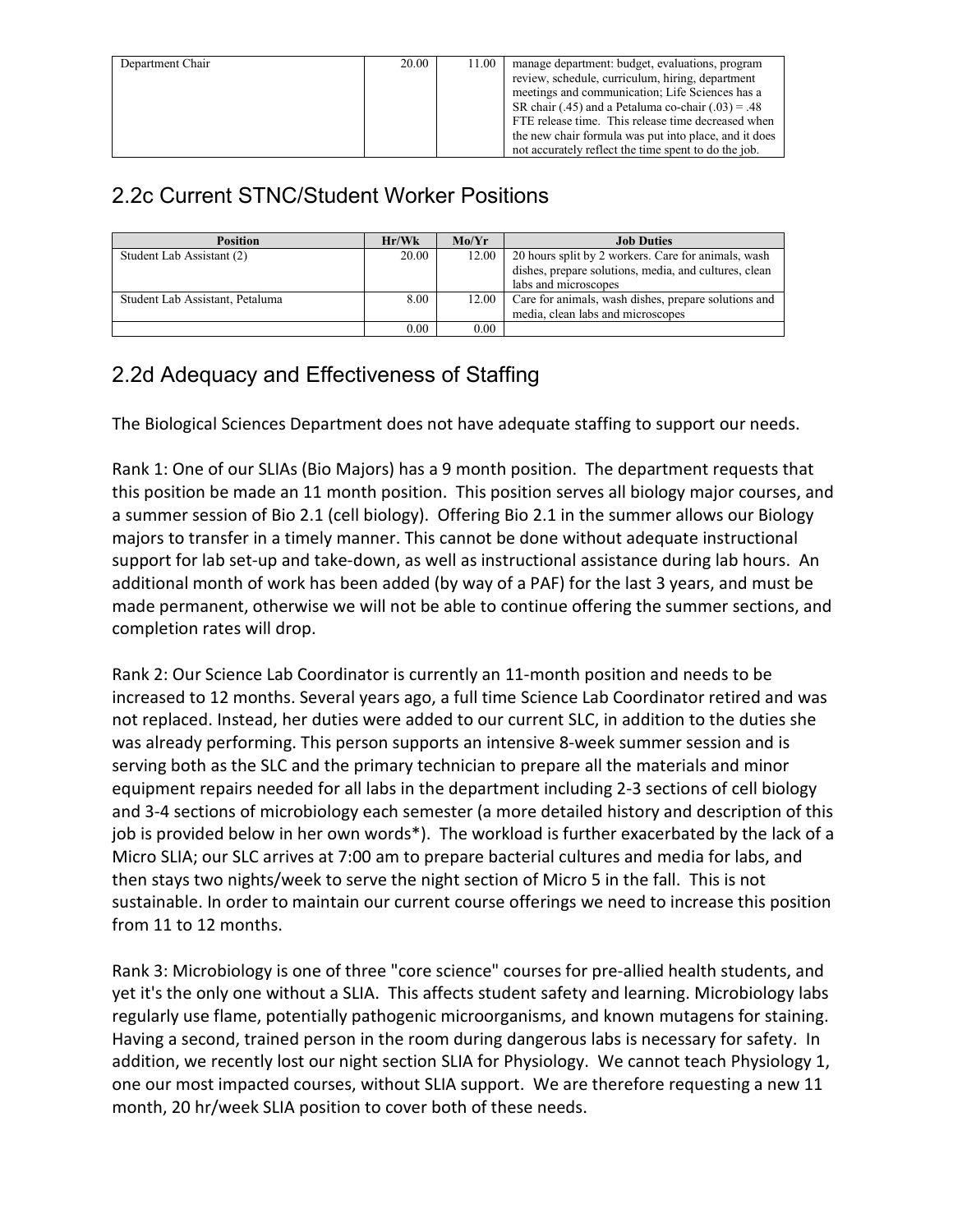| Department Chair | 20.00 | 11.00 | manage department: budget, evaluations, program review, schedule, curriculum, hiring, department meetings and communication; Life Sciences has a SR chair (.45) and a Petaluma co-chair (.03) = .48 FTE release time. This release time decreased when the new chair formula was put into place, and it does not accurately reflect the time spent to do the job. |
|---|---|---|---|

## 2.2c Current STNC/Student Worker Positions

| Position | Hr/Wk | Mo/Yr | Job Duties |
|---|---|---|---|
| Student Lab Assistant (2) | 20.00 | 12.00 | 20 hours split by 2 workers. Care for animals, wash dishes, prepare solutions, media, and cultures, clean labs and microscopes |
| Student Lab Assistant, Petaluma | 8.00 | 12.00 | Care for animals, wash dishes, prepare solutions and media, clean labs and microscopes |
| | 0.00 | 0.00 | |

## 2.2d Adequacy and Effectiveness of Staffing

The Biological Sciences Department does not have adequate staffing to support our needs.

Rank 1: One of our SLIAs (Bio Majors) has a 9 month position. The department requests that this position be made an 11 month position. This position serves all biology major courses, and a summer session of Bio 2.1 (cell biology). Offering Bio 2.1 in the summer allows our Biology majors to transfer in a timely manner. This cannot be done without adequate instructional support for lab set-up and take-down, as well as instructional assistance during lab hours. An additional month of work has been added (by way of a PAF) for the last 3 years, and must be made permanent, otherwise we will not be able to continue offering the summer sections, and completion rates will drop.

Rank 2: Our Science Lab Coordinator is currently an 11-month position and needs to be increased to 12 months. Several years ago, a full time Science Lab Coordinator retired and was not replaced. Instead, her duties were added to our current SLC, in addition to the duties she was already performing. This person supports an intensive 8-week summer session and is serving both as the SLC and the primary technician to prepare all the materials and minor equipment repairs needed for all labs in the department including 2-3 sections of cell biology and 3-4 sections of microbiology each semester (a more detailed history and description of this job is provided below in her own words*). The workload is further exacerbated by the lack of a Micro SLIA; our SLC arrives at 7:00 am to prepare bacterial cultures and media for labs, and then stays two nights/week to serve the night section of Micro 5 in the fall. This is not sustainable. In order to maintain our current course offerings we need to increase this position from 11 to 12 months.

Rank 3: Microbiology is one of three "core science" courses for pre-allied health students, and yet it's the only one without a SLIA. This affects student safety and learning. Microbiology labs regularly use flame, potentially pathogenic microorganisms, and known mutagens for staining. Having a second, trained person in the room during dangerous labs is necessary for safety. In addition, we recently lost our night section SLIA for Physiology. We cannot teach Physiology 1, one our most impacted courses, without SLIA support. We are therefore requesting a new 11 month, 20 hr/week SLIA position to cover both of these needs.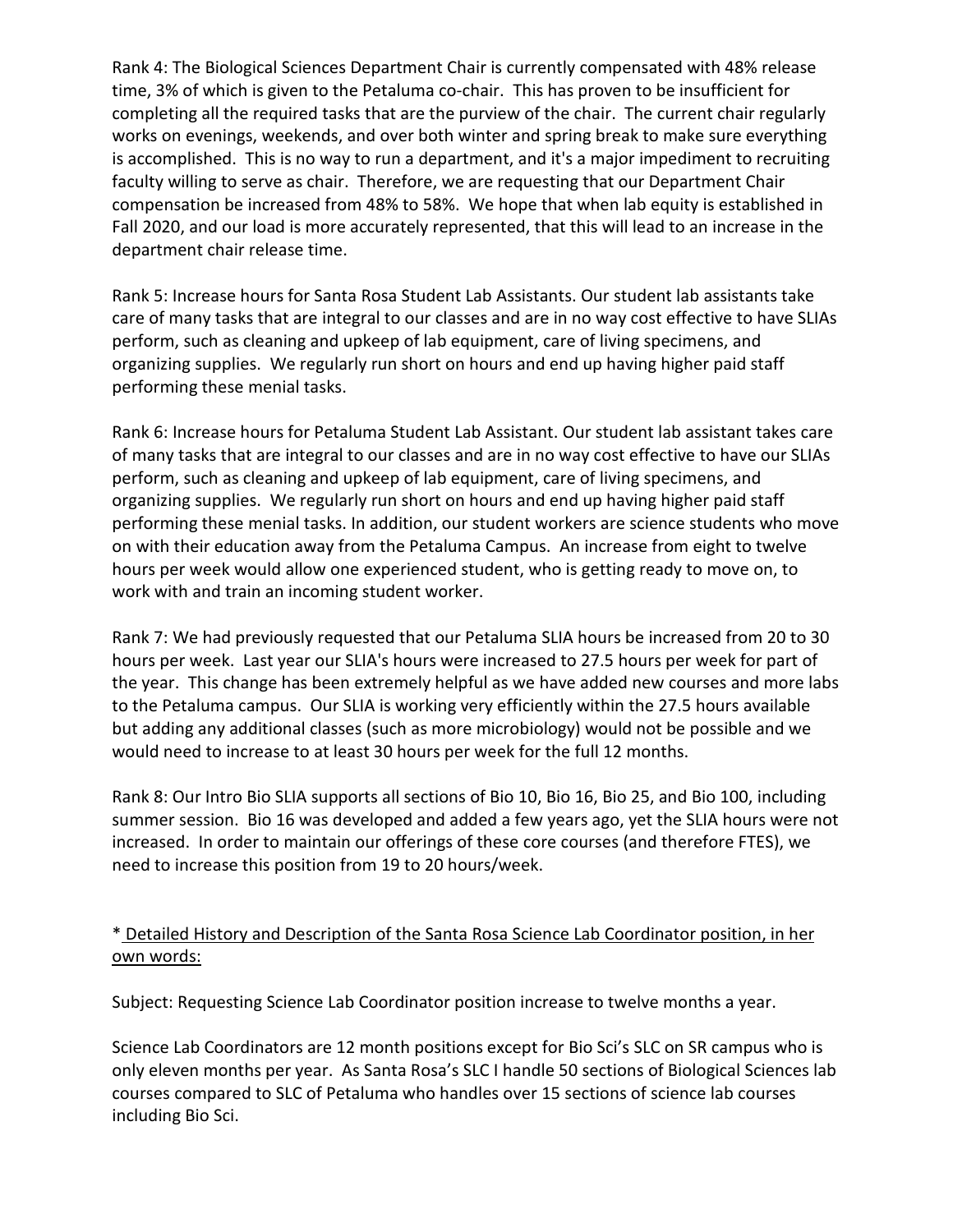Rank 4: The Biological Sciences Department Chair is currently compensated with 48% release time, 3% of which is given to the Petaluma co-chair. This has proven to be insufficient for completing all the required tasks that are the purview of the chair. The current chair regularly works on evenings, weekends, and over both winter and spring break to make sure everything is accomplished. This is no way to run a department, and it's a major impediment to recruiting faculty willing to serve as chair. Therefore, we are requesting that our Department Chair compensation be increased from 48% to 58%. We hope that when lab equity is established in Fall 2020, and our load is more accurately represented, that this will lead to an increase in the department chair release time.

Rank 5: Increase hours for Santa Rosa Student Lab Assistants. Our student lab assistants take care of many tasks that are integral to our classes and are in no way cost effective to have SLIAs perform, such as cleaning and upkeep of lab equipment, care of living specimens, and organizing supplies. We regularly run short on hours and end up having higher paid staff performing these menial tasks.

Rank 6: Increase hours for Petaluma Student Lab Assistant. Our student lab assistant takes care of many tasks that are integral to our classes and are in no way cost effective to have our SLIAs perform, such as cleaning and upkeep of lab equipment, care of living specimens, and organizing supplies. We regularly run short on hours and end up having higher paid staff performing these menial tasks. In addition, our student workers are science students who move on with their education away from the Petaluma Campus. An increase from eight to twelve hours per week would allow one experienced student, who is getting ready to move on, to work with and train an incoming student worker.

Rank 7: We had previously requested that our Petaluma SLIA hours be increased from 20 to 30 hours per week. Last year our SLIA's hours were increased to 27.5 hours per week for part of the year. This change has been extremely helpful as we have added new courses and more labs to the Petaluma campus. Our SLIA is working very efficiently within the 27.5 hours available but adding any additional classes (such as more microbiology) would not be possible and we would need to increase to at least 30 hours per week for the full 12 months.

Rank 8: Our Intro Bio SLIA supports all sections of Bio 10, Bio 16, Bio 25, and Bio 100, including summer session. Bio 16 was developed and added a few years ago, yet the SLIA hours were not increased. In order to maintain our offerings of these core courses (and therefore FTES), we need to increase this position from 19 to 20 hours/week.

\* Detailed History and Description of the Santa Rosa Science Lab Coordinator position, in her own words:

Subject: Requesting Science Lab Coordinator position increase to twelve months a year.

Science Lab Coordinators are 12 month positions except for Bio Sci's SLC on SR campus who is only eleven months per year. As Santa Rosa's SLC I handle 50 sections of Biological Sciences lab courses compared to SLC of Petaluma who handles over 15 sections of science lab courses including Bio Sci.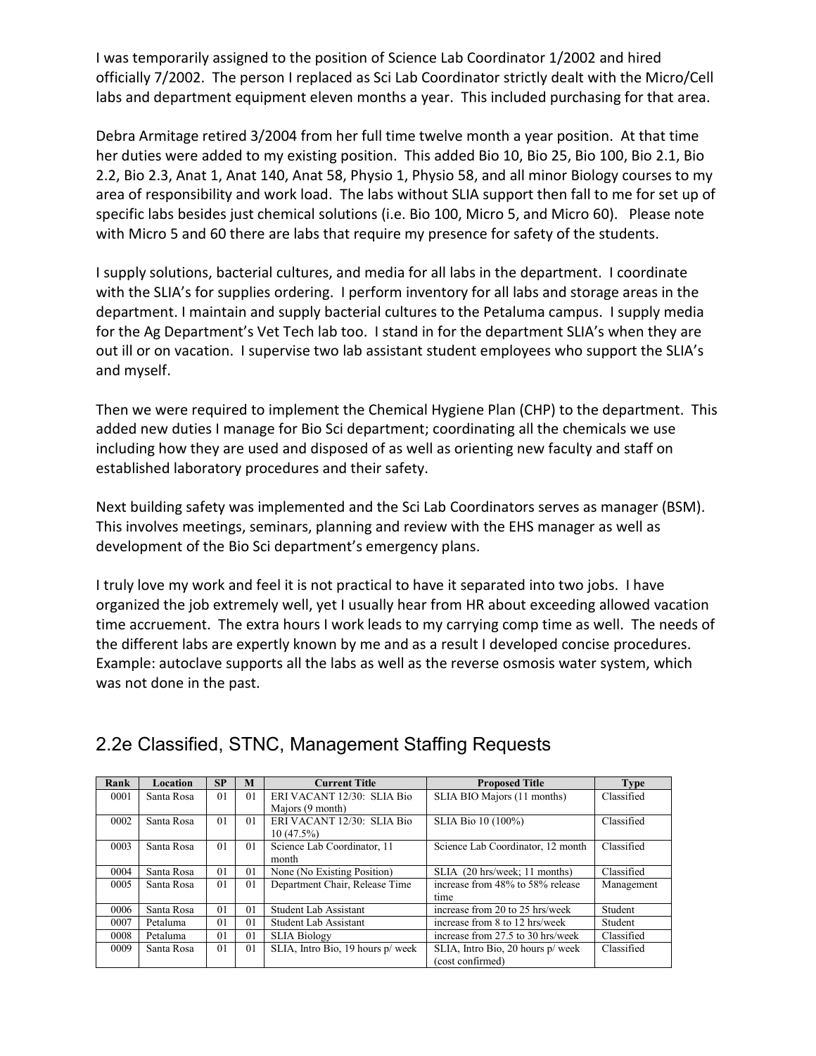I was temporarily assigned to the position of Science Lab Coordinator 1/2002 and hired officially 7/2002. The person I replaced as Sci Lab Coordinator strictly dealt with the Micro/Cell labs and department equipment eleven months a year. This included purchasing for that area.

Debra Armitage retired 3/2004 from her full time twelve month a year position. At that time her duties were added to my existing position. This added Bio 10, Bio 25, Bio 100, Bio 2.1, Bio 2.2, Bio 2.3, Anat 1, Anat 140, Anat 58, Physio 1, Physio 58, and all minor Biology courses to my area of responsibility and work load. The labs without SLIA support then fall to me for set up of specific labs besides just chemical solutions (i.e. Bio 100, Micro 5, and Micro 60). Please note with Micro 5 and 60 there are labs that require my presence for safety of the students.

I supply solutions, bacterial cultures, and media for all labs in the department. I coordinate with the SLIA's for supplies ordering. I perform inventory for all labs and storage areas in the department. I maintain and supply bacterial cultures to the Petaluma campus. I supply media for the Ag Department's Vet Tech lab too. I stand in for the department SLIA's when they are out ill or on vacation. I supervise two lab assistant student employees who support the SLIA's and myself.

Then we were required to implement the Chemical Hygiene Plan (CHP) to the department. This added new duties I manage for Bio Sci department; coordinating all the chemicals we use including how they are used and disposed of as well as orienting new faculty and staff on established laboratory procedures and their safety.

Next building safety was implemented and the Sci Lab Coordinators serves as manager (BSM). This involves meetings, seminars, planning and review with the EHS manager as well as development of the Bio Sci department's emergency plans.

I truly love my work and feel it is not practical to have it separated into two jobs. I have organized the job extremely well, yet I usually hear from HR about exceeding allowed vacation time accruement. The extra hours I work leads to my carrying comp time as well. The needs of the different labs are expertly known by me and as a result I developed concise procedures. Example: autoclave supports all the labs as well as the reverse osmosis water system, which was not done in the past.

## 2.2e Classified, STNC, Management Staffing Requests

| Rank | Location | SP | M | Current Title | Proposed Title | Type |
|---|---|---|---|---|---|---|
| 0001 | Santa Rosa | 01 | 01 | ERI VACANT 12/30: SLIA Bio Majors (9 month) | SLIA BIO Majors (11 months) | Classified |
| 0002 | Santa Rosa | 01 | 01 | ERI VACANT 12/30: SLIA Bio 10 (47.5%) | SLIA Bio 10 (100%) | Classified |
| 0003 | Santa Rosa | 01 | 01 | Science Lab Coordinator, 11 month | Science Lab Coordinator, 12 month | Classified |
| 0004 | Santa Rosa | 01 | 01 | None (No Existing Position) | SLIA (20 hrs/week; 11 months) | Classified |
| 0005 | Santa Rosa | 01 | 01 | Department Chair, Release Time | increase from 48% to 58% release time | Management |
| 0006 | Santa Rosa | 01 | 01 | Student Lab Assistant | increase from 20 to 25 hrs/week | Student |
| 0007 | Petaluma | 01 | 01 | Student Lab Assistant | increase from 8 to 12 hrs/week | Student |
| 0008 | Petaluma | 01 | 01 | SLIA Biology | increase from 27.5 to 30 hrs/week | Classified |
| 0009 | Santa Rosa | 01 | 01 | SLIA, Intro Bio, 19 hours p/ week | SLIA, Intro Bio, 20 hours p/ week (cost confirmed) | Classified |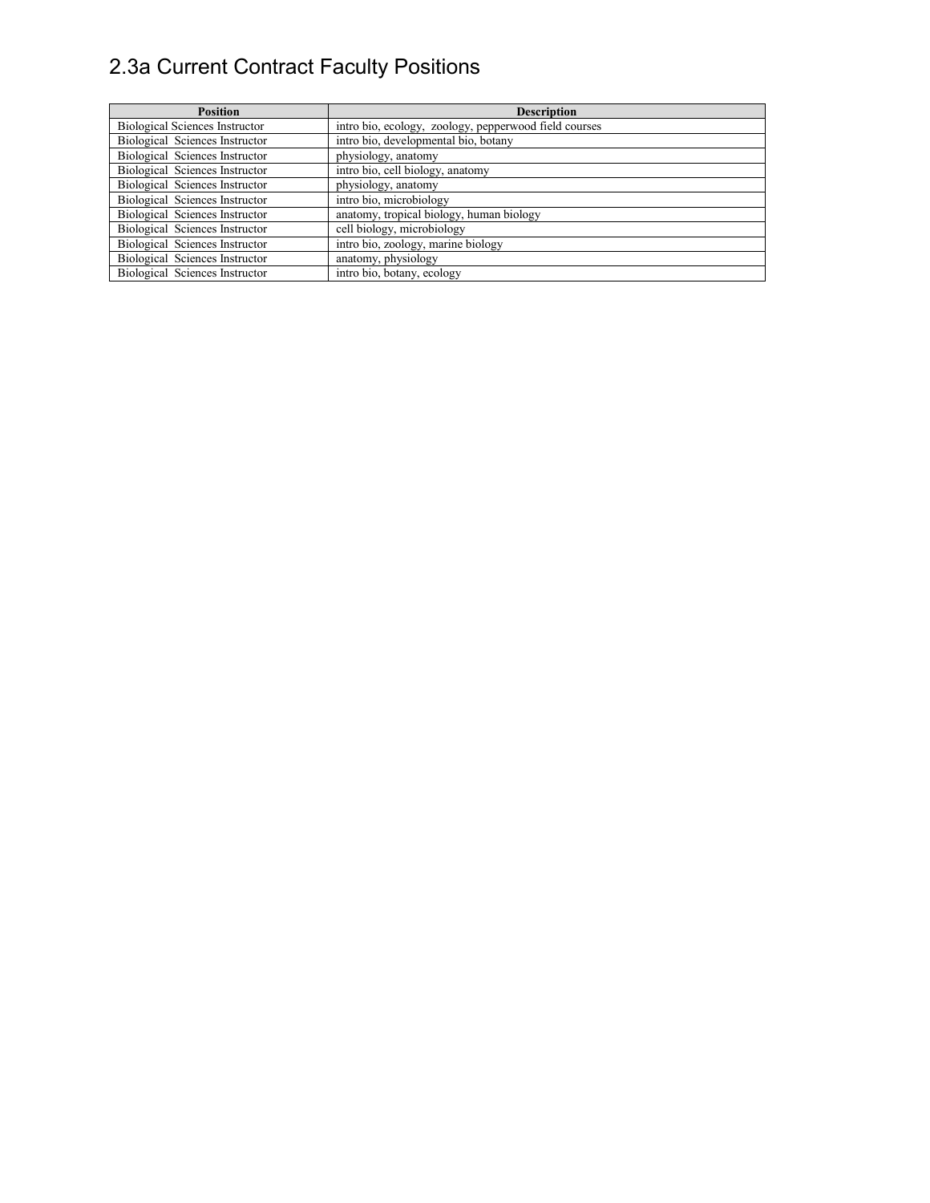## 2.3a Current Contract Faculty Positions

| Position | Description |
| --- | --- |
| Biological Sciences Instructor | intro bio, ecology, zoology, pepperwood field courses |
| Biological Sciences Instructor | intro bio, developmental bio, botany |
| Biological Sciences Instructor | physiology, anatomy |
| Biological Sciences Instructor | intro bio, cell biology, anatomy |
| Biological Sciences Instructor | physiology, anatomy |
| Biological Sciences Instructor | intro bio, microbiology |
| Biological Sciences Instructor | anatomy, tropical biology, human biology |
| Biological Sciences Instructor | cell biology, microbiology |
| Biological Sciences Instructor | intro bio, zoology, marine biology |
| Biological Sciences Instructor | anatomy, physiology |
| Biological Sciences Instructor | intro bio, botany, ecology |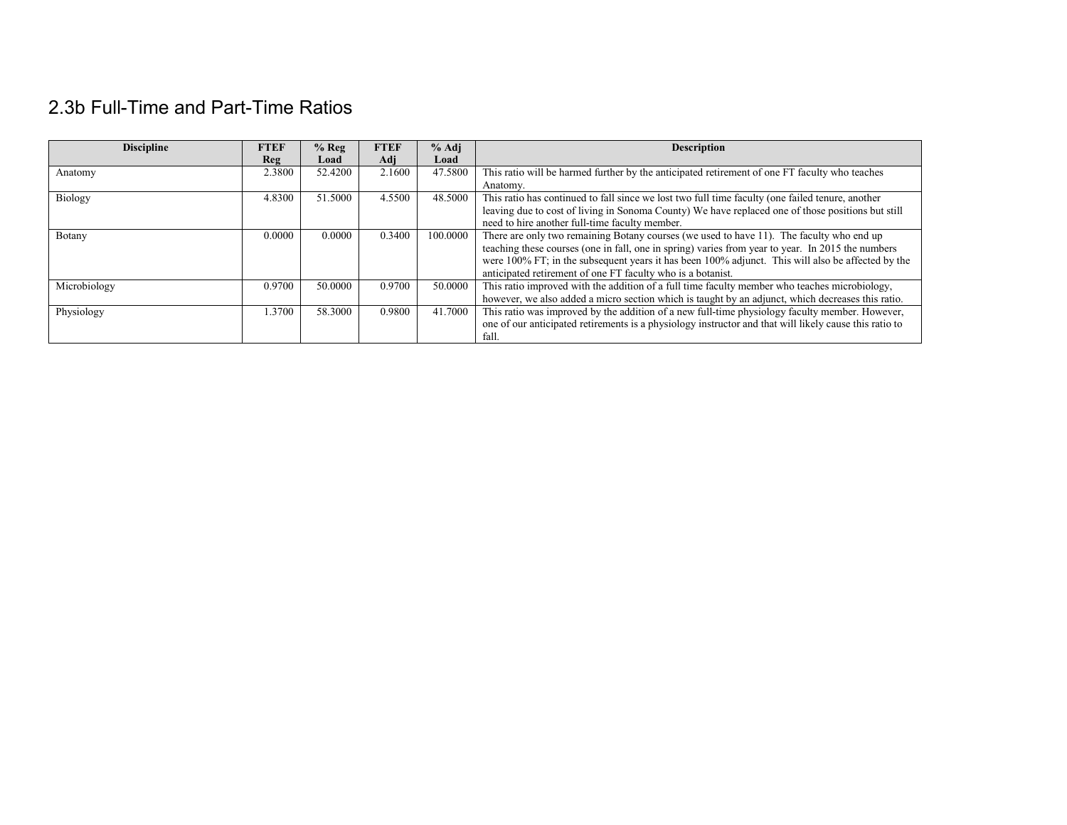## 2.3b Full-Time and Part-Time Ratios

| Discipline | FTEF Reg | % Reg Load | FTEF Adj | % Adj Load | Description |
|---|---|---|---|---|---|
| Anatomy | 2.3800 | 52.4200 | 2.1600 | 47.5800 | This ratio will be harmed further by the anticipated retirement of one FT faculty who teaches Anatomy. |
| Biology | 4.8300 | 51.5000 | 4.5500 | 48.5000 | This ratio has continued to fall since we lost two full time faculty (one failed tenure, another leaving due to cost of living in Sonoma County) We have replaced one of those positions but still need to hire another full-time faculty member. |
| Botany | 0.0000 | 0.0000 | 0.3400 | 100.0000 | There are only two remaining Botany courses (we used to have 11). The faculty who end up teaching these courses (one in fall, one in spring) varies from year to year. In 2015 the numbers were 100% FT; in the subsequent years it has been 100% adjunct. This will also be affected by the anticipated retirement of one FT faculty who is a botanist. |
| Microbiology | 0.9700 | 50.0000 | 0.9700 | 50.0000 | This ratio improved with the addition of a full time faculty member who teaches microbiology, however, we also added a micro section which is taught by an adjunct, which decreases this ratio. |
| Physiology | 1.3700 | 58.3000 | 0.9800 | 41.7000 | This ratio was improved by the addition of a new full-time physiology faculty member. However, one of our anticipated retirements is a physiology instructor and that will likely cause this ratio to fall. |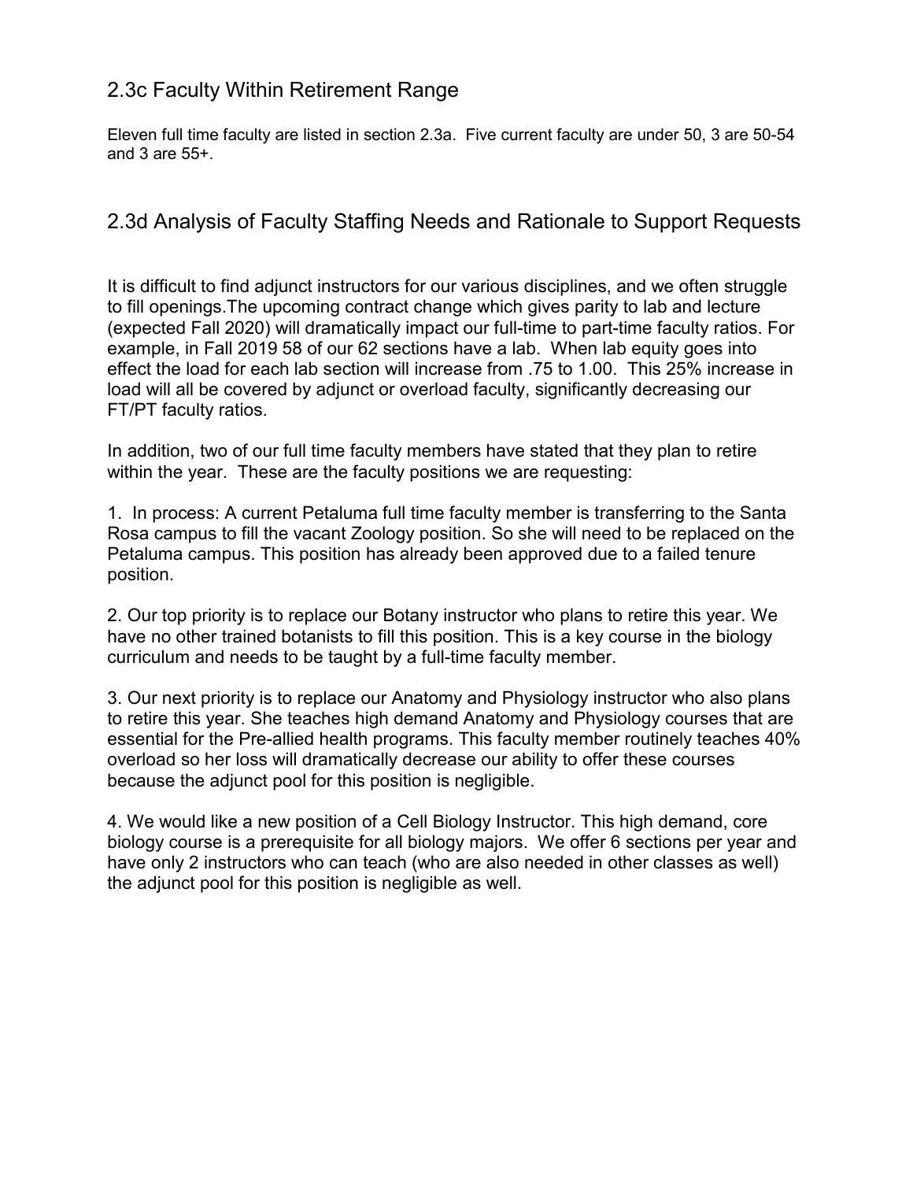## 2.3c Faculty Within Retirement Range

Eleven full time faculty are listed in section 2.3a. Five current faculty are under 50, 3 are 50-54 and 3 are 55+.

## 2.3d Analysis of Faculty Staffing Needs and Rationale to Support Requests

It is difficult to find adjunct instructors for our various disciplines, and we often struggle to fill openings.The upcoming contract change which gives parity to lab and lecture (expected Fall 2020) will dramatically impact our full-time to part-time faculty ratios. For example, in Fall 2019 58 of our 62 sections have a lab. When lab equity goes into effect the load for each lab section will increase from .75 to 1.00. This 25% increase in load will all be covered by adjunct or overload faculty, significantly decreasing our FT/PT faculty ratios.

In addition, two of our full time faculty members have stated that they plan to retire within the year. These are the faculty positions we are requesting:

1. In process: A current Petaluma full time faculty member is transferring to the Santa Rosa campus to fill the vacant Zoology position. So she will need to be replaced on the Petaluma campus. This position has already been approved due to a failed tenure position.

2. Our top priority is to replace our Botany instructor who plans to retire this year. We have no other trained botanists to fill this position. This is a key course in the biology curriculum and needs to be taught by a full-time faculty member.

3. Our next priority is to replace our Anatomy and Physiology instructor who also plans to retire this year. She teaches high demand Anatomy and Physiology courses that are essential for the Pre-allied health programs. This faculty member routinely teaches 40% overload so her loss will dramatically decrease our ability to offer these courses because the adjunct pool for this position is negligible.

4. We would like a new position of a Cell Biology Instructor. This high demand, core biology course is a prerequisite for all biology majors. We offer 6 sections per year and have only 2 instructors who can teach (who are also needed in other classes as well) the adjunct pool for this position is negligible as well.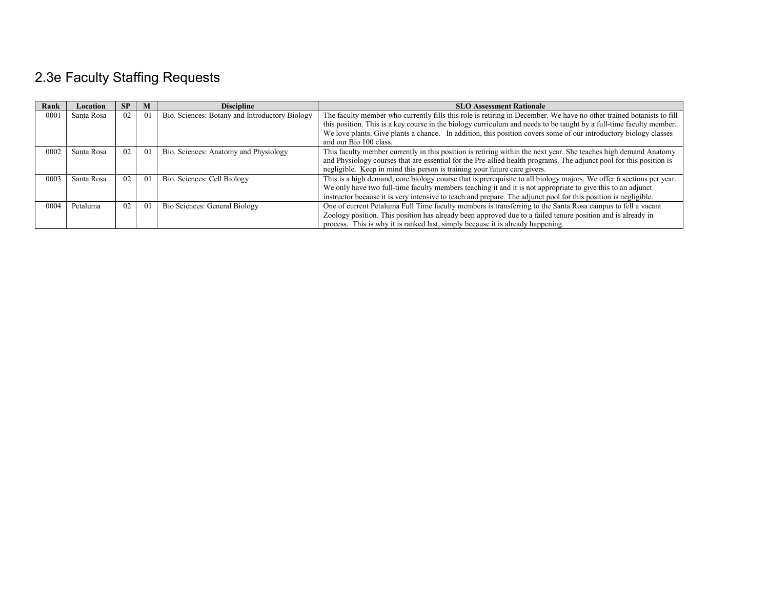## 2.3e Faculty Staffing Requests

| Rank | Location | SP | M | Discipline | SLO Assessment Rationale |
|---|---|---|---|---|---|
| 0001 | Santa Rosa | 02 | 01 | Bio. Sciences: Botany and Introductory Biology | The faculty member who currently fills this role is retiring in December. We have no other trained botanists to fill this position. This is a key course in the biology curriculum and needs to be taught by a full-time faculty member. We love plants. Give plants a chance. In addition, this position covers some of our introductory biology classes and our Bio 100 class. |
| 0002 | Santa Rosa | 02 | 01 | Bio. Sciences: Anatomy and Physiology | This faculty member currently in this position is retiring within the next year. She teaches high demand Anatomy and Physiology courses that are essential for the Pre-allied health programs. The adjunct pool for this position is negligible. Keep in mind this person is training your future care givers. |
| 0003 | Santa Rosa | 02 | 01 | Bio. Sciences: Cell Biology | This is a high demand, core biology course that is prerequisite to all biology majors. We offer 6 sections per year. We only have two full-time faculty members teaching it and it is not appropriate to give this to an adjunct instructor because it is very intensive to teach and prepare. The adjunct pool for this position is negligible. |
| 0004 | Petaluma | 02 | 01 | Bio Sciences: General Biology | One of current Petaluma Full Time faculty members is transferring to the Santa Rosa campus to fell a vacant Zoology position. This position has already been approved due to a failed tenure position and is already in process. This is why it is ranked last, simply because it is already happening. |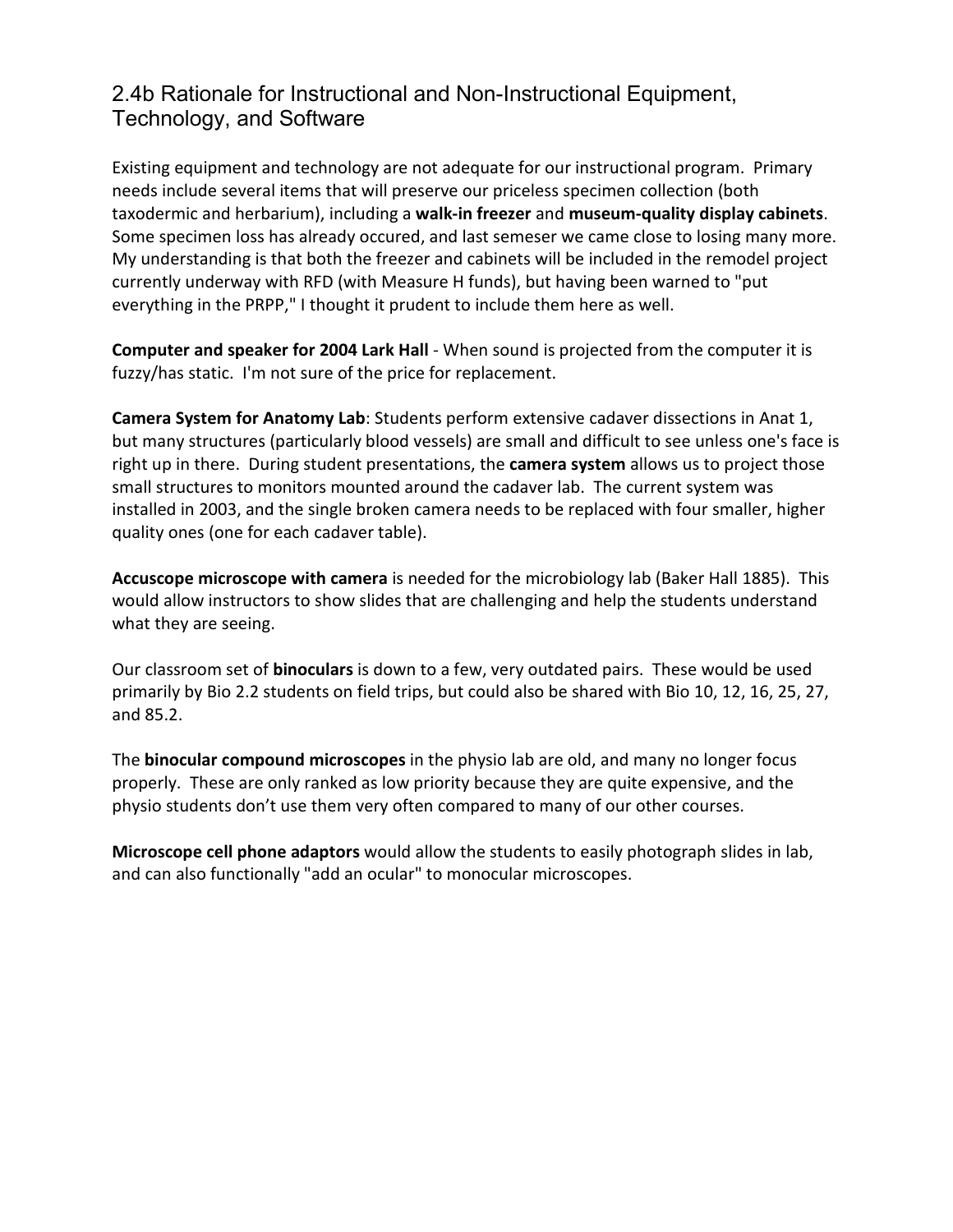## 2.4b Rationale for Instructional and Non-Instructional Equipment, Technology, and Software

Existing equipment and technology are not adequate for our instructional program. Primary needs include several items that will preserve our priceless specimen collection (both taxodermic and herbarium), including a **walk-in freezer** and **museum-quality display cabinets**. Some specimen loss has already occured, and last semeser we came close to losing many more. My understanding is that both the freezer and cabinets will be included in the remodel project currently underway with RFD (with Measure H funds), but having been warned to "put everything in the PRPP," I thought it prudent to include them here as well.

**Computer and speaker for 2004 Lark Hall** - When sound is projected from the computer it is fuzzy/has static. I'm not sure of the price for replacement.

**Camera System for Anatomy Lab**: Students perform extensive cadaver dissections in Anat 1, but many structures (particularly blood vessels) are small and difficult to see unless one's face is right up in there. During student presentations, the **camera system** allows us to project those small structures to monitors mounted around the cadaver lab. The current system was installed in 2003, and the single broken camera needs to be replaced with four smaller, higher quality ones (one for each cadaver table).

**Accuscope microscope with camera** is needed for the microbiology lab (Baker Hall 1885). This would allow instructors to show slides that are challenging and help the students understand what they are seeing.

Our classroom set of **binoculars** is down to a few, very outdated pairs. These would be used primarily by Bio 2.2 students on field trips, but could also be shared with Bio 10, 12, 16, 25, 27, and 85.2.

The **binocular compound microscopes** in the physio lab are old, and many no longer focus properly. These are only ranked as low priority because they are quite expensive, and the physio students don't use them very often compared to many of our other courses.

**Microscope cell phone adaptors** would allow the students to easily photograph slides in lab, and can also functionally "add an ocular" to monocular microscopes.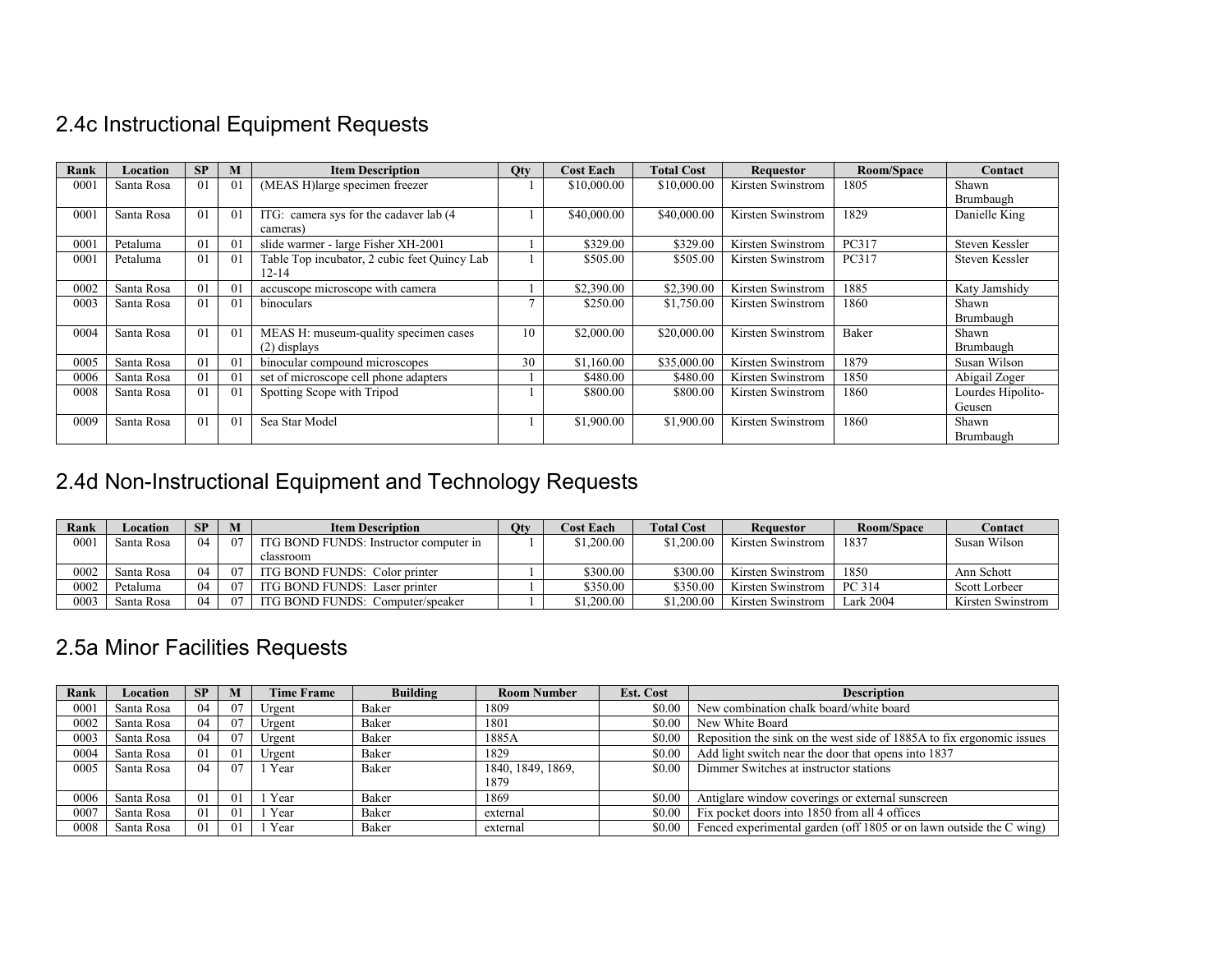## 2.4c Instructional Equipment Requests

| Rank | Location | SP | M | Item Description | Qty | Cost Each | Total Cost | Requestor | Room/Space | Contact |
|---|---|---|---|---|---|---|---|---|---|---|
| 0001 | Santa Rosa | 01 | 01 | (MEAS H)large specimen freezer | 1 | $10,000.00 | $10,000.00 | Kirsten Swinstrom | 1805 | Shawn Brumbaugh |
| 0001 | Santa Rosa | 01 | 01 | ITG: camera sys for the cadaver lab (4 cameras) | 1 | $40,000.00 | $40,000.00 | Kirsten Swinstrom | 1829 | Danielle King |
| 0001 | Petaluma | 01 | 01 | slide warmer - large Fisher XH-2001 | 1 | $329.00 | $329.00 | Kirsten Swinstrom | PC317 | Steven Kessler |
| 0001 | Petaluma | 01 | 01 | Table Top incubator, 2 cubic feet Quincy Lab 12-14 | 1 | $505.00 | $505.00 | Kirsten Swinstrom | PC317 | Steven Kessler |
| 0002 | Santa Rosa | 01 | 01 | accuscope microscope with camera | 1 | $2,390.00 | $2,390.00 | Kirsten Swinstrom | 1885 | Katy Jamshidy |
| 0003 | Santa Rosa | 01 | 01 | binoculars | 7 | $250.00 | $1,750.00 | Kirsten Swinstrom | 1860 | Shawn Brumbaugh |
| 0004 | Santa Rosa | 01 | 01 | MEAS H: museum-quality specimen cases (2) displays | 10 | $2,000.00 | $20,000.00 | Kirsten Swinstrom | Baker | Shawn Brumbaugh |
| 0005 | Santa Rosa | 01 | 01 | binocular compound microscopes | 30 | $1,160.00 | $35,000.00 | Kirsten Swinstrom | 1879 | Susan Wilson |
| 0006 | Santa Rosa | 01 | 01 | set of microscope cell phone adapters | 1 | $480.00 | $480.00 | Kirsten Swinstrom | 1850 | Abigail Zoger |
| 0008 | Santa Rosa | 01 | 01 | Spotting Scope with Tripod | 1 | $800.00 | $800.00 | Kirsten Swinstrom | 1860 | Lourdes Hipolito-Geusen |
| 0009 | Santa Rosa | 01 | 01 | Sea Star Model | 1 | $1,900.00 | $1,900.00 | Kirsten Swinstrom | 1860 | Shawn Brumbaugh |

## 2.4d Non-Instructional Equipment and Technology Requests

| Rank | Location | SP | M | Item Description | Qty | Cost Each | Total Cost | Requestor | Room/Space | Contact |
|---|---|---|---|---|---|---|---|---|---|---|
| 0001 | Santa Rosa | 04 | 07 | ITG BOND FUNDS: Instructor computer in classroom | 1 | $1,200.00 | $1,200.00 | Kirsten Swinstrom | 1837 | Susan Wilson |
| 0002 | Santa Rosa | 04 | 07 | ITG BOND FUNDS: Color printer | 1 | $300.00 | $300.00 | Kirsten Swinstrom | 1850 | Ann Schott |
| 0002 | Petaluma | 04 | 07 | ITG BOND FUNDS: Laser printer | 1 | $350.00 | $350.00 | Kirsten Swinstrom | PC 314 | Scott Lorbeer |
| 0003 | Santa Rosa | 04 | 07 | ITG BOND FUNDS: Computer/speaker | 1 | $1,200.00 | $1,200.00 | Kirsten Swinstrom | Lark 2004 | Kirsten Swinstrom |

## 2.5a Minor Facilities Requests

| Rank | Location | SP | M | Time Frame | Building | Room Number | Est. Cost | Description |
|---|---|---|---|---|---|---|---|---|
| 0001 | Santa Rosa | 04 | 07 | Urgent | Baker | 1809 | $0.00 | New combination chalk board/white board |
| 0002 | Santa Rosa | 04 | 07 | Urgent | Baker | 1801 | $0.00 | New White Board |
| 0003 | Santa Rosa | 04 | 07 | Urgent | Baker | 1885A | $0.00 | Reposition the sink on the west side of 1885A to fix ergonomic issues |
| 0004 | Santa Rosa | 01 | 01 | Urgent | Baker | 1829 | $0.00 | Add light switch near the door that opens into 1837 |
| 0005 | Santa Rosa | 04 | 07 | 1 Year | Baker | 1840, 1849, 1869, 1879 | $0.00 | Dimmer Switches at instructor stations |
| 0006 | Santa Rosa | 01 | 01 | 1 Year | Baker | 1869 | $0.00 | Antiglare window coverings or external sunscreen |
| 0007 | Santa Rosa | 01 | 01 | 1 Year | Baker | external | $0.00 | Fix pocket doors into 1850 from all 4 offices |
| 0008 | Santa Rosa | 01 | 01 | 1 Year | Baker | external | $0.00 | Fenced experimental garden (off 1805 or on lawn outside the C wing) |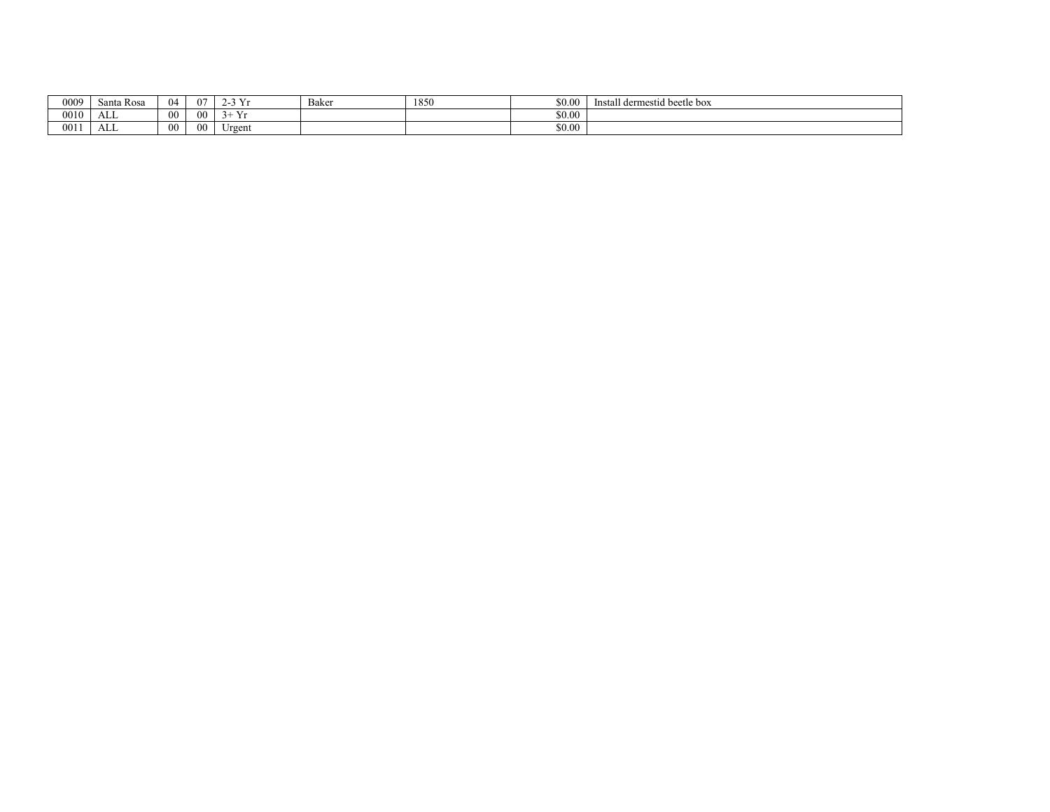| | | | | | | | | |
|---|---|---|---|---|---|---|---|---|
| 0009 | Santa Rosa | 04 | 07 | 2-3 Yr | Baker | 1850 | $0.00 | Install dermestid beetle box |
| 0010 | ALL | 00 | 00 | 3+ Yr | | | $0.00 | |
| 0011 | ALL | 00 | 00 | Urgent | | | $0.00 | |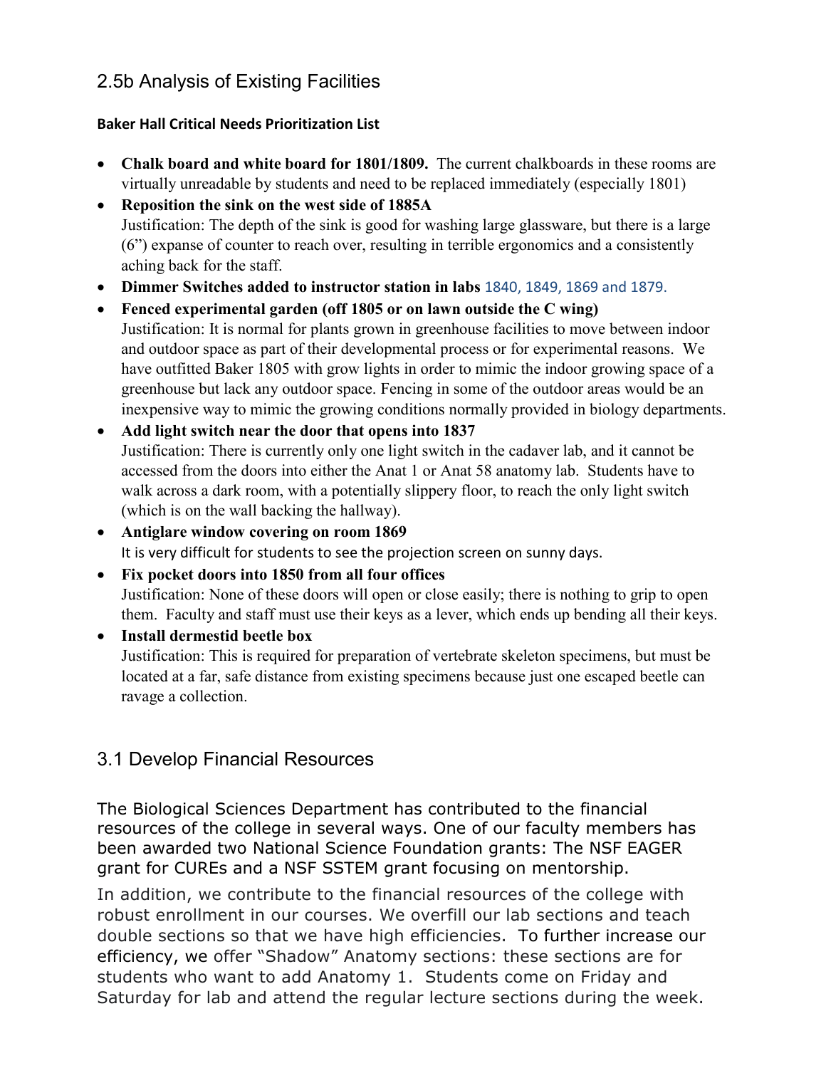## 2.5b Analysis of Existing Facilities

**Baker Hall Critical Needs Prioritization List**

- **Chalk board and white board for 1801/1809.** The current chalkboards in these rooms are virtually unreadable by students and need to be replaced immediately (especially 1801)
- **Reposition the sink on the west side of 1885A**
  Justification: The depth of the sink is good for washing large glassware, but there is a large (6") expanse of counter to reach over, resulting in terrible ergonomics and a consistently aching back for the staff.
- **Dimmer Switches added to instructor station in labs** 1840, 1849, 1869 and 1879.
- **Fenced experimental garden (off 1805 or on lawn outside the C wing)**
  Justification: It is normal for plants grown in greenhouse facilities to move between indoor and outdoor space as part of their developmental process or for experimental reasons. We have outfitted Baker 1805 with grow lights in order to mimic the indoor growing space of a greenhouse but lack any outdoor space. Fencing in some of the outdoor areas would be an inexpensive way to mimic the growing conditions normally provided in biology departments.
- **Add light switch near the door that opens into 1837**
  Justification: There is currently only one light switch in the cadaver lab, and it cannot be accessed from the doors into either the Anat 1 or Anat 58 anatomy lab. Students have to walk across a dark room, with a potentially slippery floor, to reach the only light switch (which is on the wall backing the hallway).
- **Antiglare window covering on room 1869**
  It is very difficult for students to see the projection screen on sunny days.
- **Fix pocket doors into 1850 from all four offices**
  Justification: None of these doors will open or close easily; there is nothing to grip to open them. Faculty and staff must use their keys as a lever, which ends up bending all their keys.
- **Install dermestid beetle box**
  Justification: This is required for preparation of vertebrate skeleton specimens, but must be located at a far, safe distance from existing specimens because just one escaped beetle can ravage a collection.

## 3.1 Develop Financial Resources

The Biological Sciences Department has contributed to the financial resources of the college in several ways. One of our faculty members has been awarded two National Science Foundation grants: The NSF EAGER grant for CUREs and a NSF SSTEM grant focusing on mentorship.

In addition, we contribute to the financial resources of the college with robust enrollment in our courses. We overfill our lab sections and teach double sections so that we have high efficiencies. To further increase our efficiency, we offer "Shadow" Anatomy sections: these sections are for students who want to add Anatomy 1. Students come on Friday and Saturday for lab and attend the regular lecture sections during the week.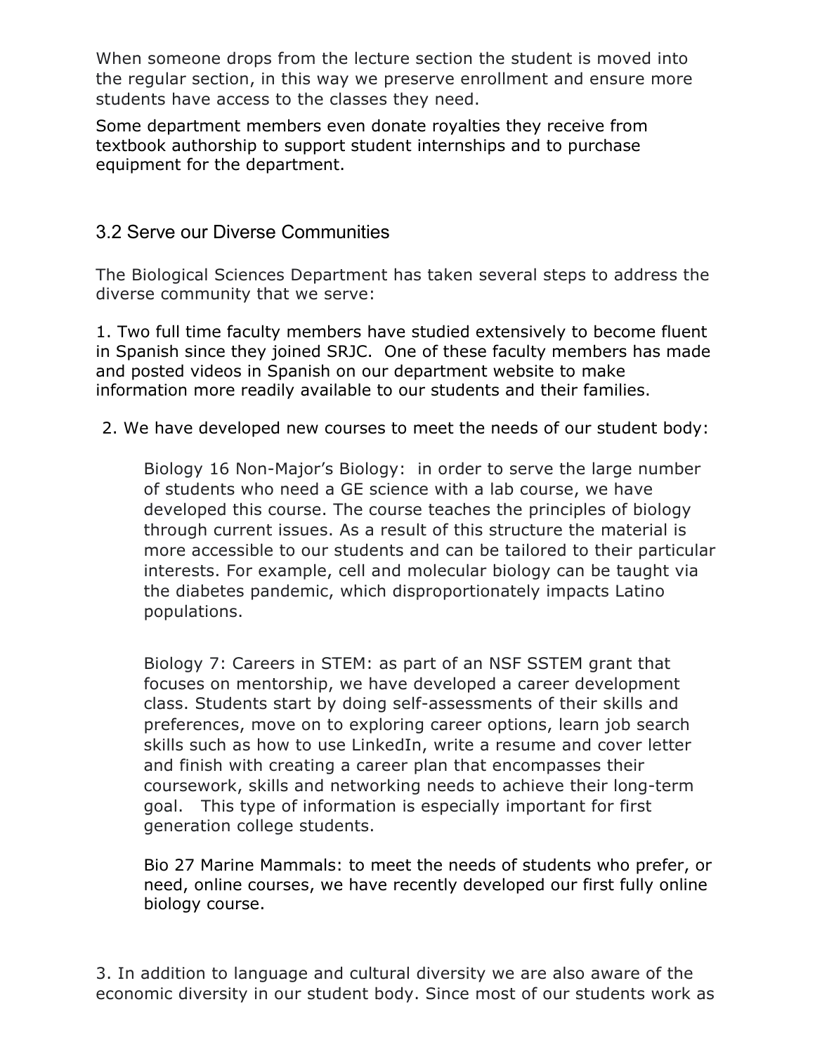When someone drops from the lecture section the student is moved into the regular section, in this way we preserve enrollment and ensure more students have access to the classes they need.

Some department members even donate royalties they receive from textbook authorship to support student internships and to purchase equipment for the department.

## 3.2 Serve our Diverse Communities

The Biological Sciences Department has taken several steps to address the diverse community that we serve:

1. Two full time faculty members have studied extensively to become fluent in Spanish since they joined SRJC. One of these faculty members has made and posted videos in Spanish on our department website to make information more readily available to our students and their families.

2. We have developed new courses to meet the needs of our student body:

   Biology 16 Non-Major's Biology: in order to serve the large number of students who need a GE science with a lab course, we have developed this course. The course teaches the principles of biology through current issues. As a result of this structure the material is more accessible to our students and can be tailored to their particular interests. For example, cell and molecular biology can be taught via the diabetes pandemic, which disproportionately impacts Latino populations.

   Biology 7: Careers in STEM: as part of an NSF SSTEM grant that focuses on mentorship, we have developed a career development class. Students start by doing self-assessments of their skills and preferences, move on to exploring career options, learn job search skills such as how to use LinkedIn, write a resume and cover letter and finish with creating a career plan that encompasses their coursework, skills and networking needs to achieve their long-term goal. This type of information is especially important for first generation college students.

   Bio 27 Marine Mammals: to meet the needs of students who prefer, or need, online courses, we have recently developed our first fully online biology course.

3. In addition to language and cultural diversity we are also aware of the economic diversity in our student body. Since most of our students work as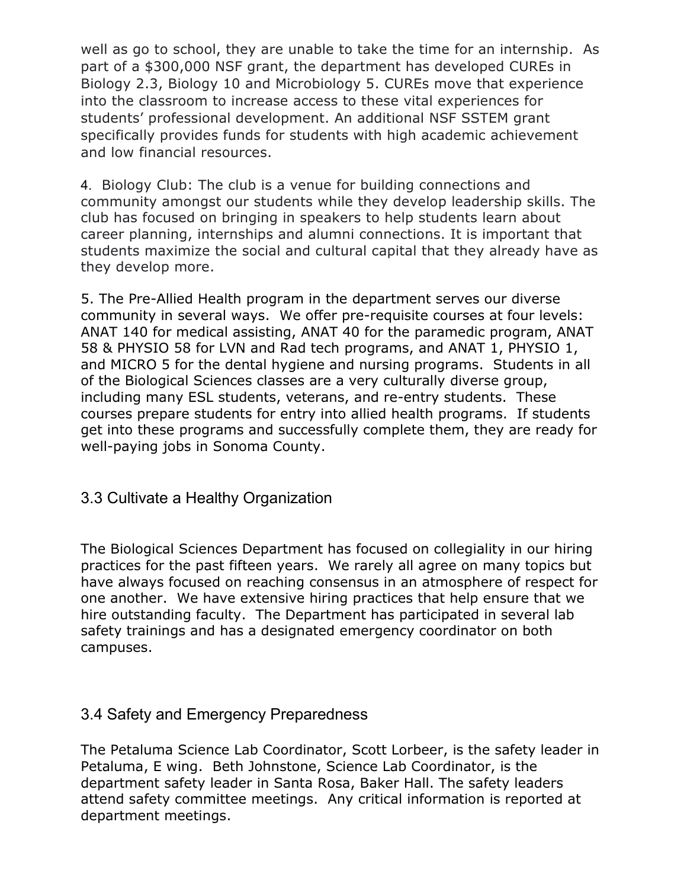well as go to school, they are unable to take the time for an internship. As part of a $300,000 NSF grant, the department has developed CUREs in Biology 2.3, Biology 10 and Microbiology 5. CUREs move that experience into the classroom to increase access to these vital experiences for students' professional development. An additional NSF SSTEM grant specifically provides funds for students with high academic achievement and low financial resources.

4. Biology Club: The club is a venue for building connections and community amongst our students while they develop leadership skills. The club has focused on bringing in speakers to help students learn about career planning, internships and alumni connections. It is important that students maximize the social and cultural capital that they already have as they develop more.

5. The Pre-Allied Health program in the department serves our diverse community in several ways. We offer pre-requisite courses at four levels: ANAT 140 for medical assisting, ANAT 40 for the paramedic program, ANAT 58 & PHYSIO 58 for LVN and Rad tech programs, and ANAT 1, PHYSIO 1, and MICRO 5 for the dental hygiene and nursing programs. Students in all of the Biological Sciences classes are a very culturally diverse group, including many ESL students, veterans, and re-entry students. These courses prepare students for entry into allied health programs. If students get into these programs and successfully complete them, they are ready for well-paying jobs in Sonoma County.

## 3.3 Cultivate a Healthy Organization

The Biological Sciences Department has focused on collegiality in our hiring practices for the past fifteen years. We rarely all agree on many topics but have always focused on reaching consensus in an atmosphere of respect for one another. We have extensive hiring practices that help ensure that we hire outstanding faculty. The Department has participated in several lab safety trainings and has a designated emergency coordinator on both campuses.

## 3.4 Safety and Emergency Preparedness

The Petaluma Science Lab Coordinator, Scott Lorbeer, is the safety leader in Petaluma, E wing. Beth Johnstone, Science Lab Coordinator, is the department safety leader in Santa Rosa, Baker Hall. The safety leaders attend safety committee meetings. Any critical information is reported at department meetings.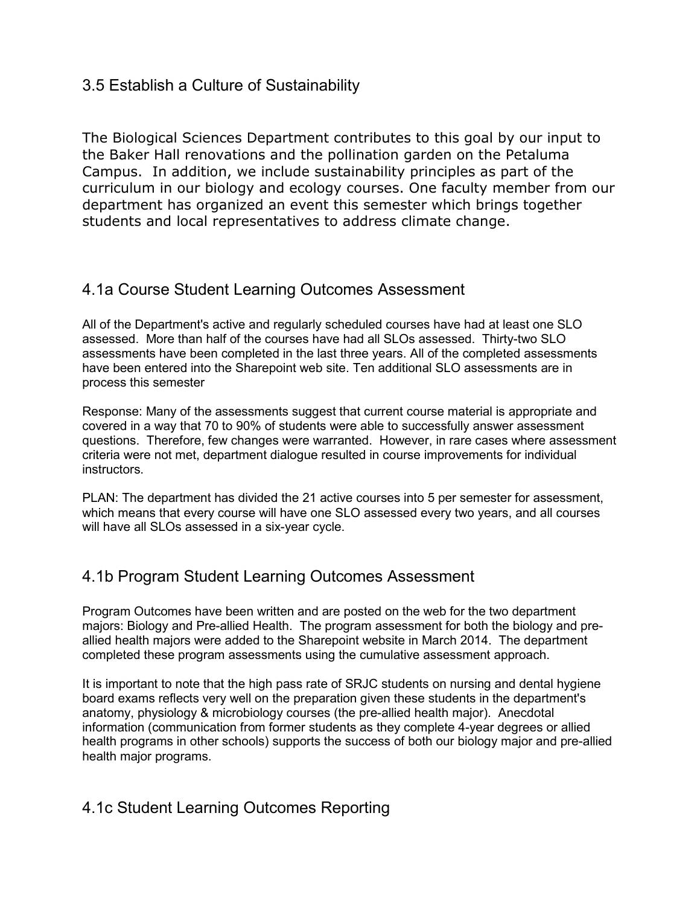## 3.5 Establish a Culture of Sustainability

The Biological Sciences Department contributes to this goal by our input to the Baker Hall renovations and the pollination garden on the Petaluma Campus. In addition, we include sustainability principles as part of the curriculum in our biology and ecology courses. One faculty member from our department has organized an event this semester which brings together students and local representatives to address climate change.

## 4.1a Course Student Learning Outcomes Assessment

All of the Department's active and regularly scheduled courses have had at least one SLO assessed. More than half of the courses have had all SLOs assessed. Thirty-two SLO assessments have been completed in the last three years. All of the completed assessments have been entered into the Sharepoint web site. Ten additional SLO assessments are in process this semester

Response: Many of the assessments suggest that current course material is appropriate and covered in a way that 70 to 90% of students were able to successfully answer assessment questions. Therefore, few changes were warranted. However, in rare cases where assessment criteria were not met, department dialogue resulted in course improvements for individual instructors.

PLAN: The department has divided the 21 active courses into 5 per semester for assessment, which means that every course will have one SLO assessed every two years, and all courses will have all SLOs assessed in a six-year cycle.

## 4.1b Program Student Learning Outcomes Assessment

Program Outcomes have been written and are posted on the web for the two department majors: Biology and Pre-allied Health. The program assessment for both the biology and pre-allied health majors were added to the Sharepoint website in March 2014. The department completed these program assessments using the cumulative assessment approach.

It is important to note that the high pass rate of SRJC students on nursing and dental hygiene board exams reflects very well on the preparation given these students in the department's anatomy, physiology & microbiology courses (the pre-allied health major). Anecdotal information (communication from former students as they complete 4-year degrees or allied health programs in other schools) supports the success of both our biology major and pre-allied health major programs.

## 4.1c Student Learning Outcomes Reporting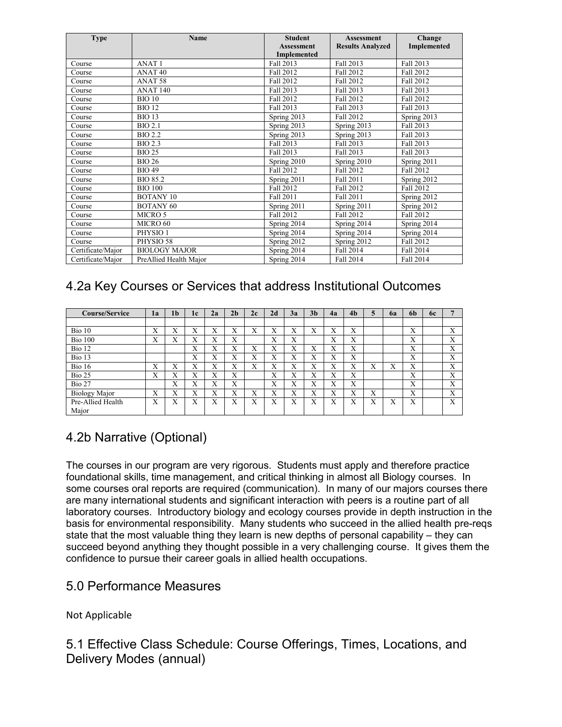| Type | Name | Student Assessment Implemented | Assessment Results Analyzed | Change Implemented |
|---|---|---|---|---|
| Course | ANAT 1 | Fall 2013 | Fall 2013 | Fall 2013 |
| Course | ANAT 40 | Fall 2012 | Fall 2012 | Fall 2012 |
| Course | ANAT 58 | Fall 2012 | Fall 2012 | Fall 2012 |
| Course | ANAT 140 | Fall 2013 | Fall 2013 | Fall 2013 |
| Course | BIO 10 | Fall 2012 | Fall 2012 | Fall 2012 |
| Course | BIO 12 | Fall 2013 | Fall 2013 | Fall 2013 |
| Course | BIO 13 | Spring 2013 | Fall 2012 | Spring 2013 |
| Course | BIO 2.1 | Spring 2013 | Spring 2013 | Fall 2013 |
| Course | BIO 2.2 | Spring 2013 | Spring 2013 | Fall 2013 |
| Course | BIO 2.3 | Fall 2013 | Fall 2013 | Fall 2013 |
| Course | BIO 25 | Fall 2013 | Fall 2013 | Fall 2013 |
| Course | BIO 26 | Spring 2010 | Spring 2010 | Spring 2011 |
| Course | BIO 49 | Fall 2012 | Fall 2012 | Fall 2012 |
| Course | BIO 85.2 | Spring 2011 | Fall 2011 | Spring 2012 |
| Course | BIO 100 | Fall 2012 | Fall 2012 | Fall 2012 |
| Course | BOTANY 10 | Fall 2011 | Fall 2011 | Spring 2012 |
| Course | BOTANY 60 | Spring 2011 | Spring 2011 | Spring 2012 |
| Course | MICRO 5 | Fall 2012 | Fall 2012 | Fall 2012 |
| Course | MICRO 60 | Spring 2014 | Spring 2014 | Spring 2014 |
| Course | PHYSIO 1 | Spring 2014 | Spring 2014 | Spring 2014 |
| Course | PHYSIO 58 | Spring 2012 | Spring 2012 | Fall 2012 |
| Certificate/Major | BIOLOGY MAJOR | Spring 2014 | Fall 2014 | Fall 2014 |
| Certificate/Major | PreAllied Health Major | Spring 2014 | Fall 2014 | Fall 2014 |

## 4.2a Key Courses or Services that address Institutional Outcomes

| Course/Service | 1a | 1b | 1c | 2a | 2b | 2c | 2d | 3a | 3b | 4a | 4b | 5 | 6a | 6b | 6c | 7 |
|---|---|---|---|---|---|---|---|---|---|---|---|---|---|---|---|---|
| | | | | | | | | | | | | | | | | |
| Bio 10 | X | X | X | X | X | X | X | X | X | X | X | | | X | | X |
| Bio 100 | X | X | X | X | X | | X | X | | X | X | | | X | | X |
| Bio 12 | | | X | X | X | X | X | X | X | X | X | | | X | | X |
| Bio 13 | | | X | X | X | X | X | X | X | X | X | | | X | | X |
| Bio 16 | X | X | X | X | X | X | X | X | X | X | X | X | X | X | | X |
| Bio 25 | X | X | X | X | X | | X | X | X | X | X | | | X | | X |
| Bio 27 | | X | X | X | X | | X | X | X | X | X | | | X | | X |
| Biology Major | X | X | X | X | X | X | X | X | X | X | X | X | | X | | X |
| Pre-Allied Health Major | X | X | X | X | X | X | X | X | X | X | X | X | X | X | | X |

## 4.2b Narrative (Optional)

The courses in our program are very rigorous. Students must apply and therefore practice foundational skills, time management, and critical thinking in almost all Biology courses. In some courses oral reports are required (communication). In many of our majors courses there are many international students and significant interaction with peers is a routine part of all laboratory courses. Introductory biology and ecology courses provide in depth instruction in the basis for environmental responsibility. Many students who succeed in the allied health pre-reqs state that the most valuable thing they learn is new depths of personal capability – they can succeed beyond anything they thought possible in a very challenging course. It gives them the confidence to pursue their career goals in allied health occupations.

## 5.0 Performance Measures

Not Applicable

## 5.1 Effective Class Schedule: Course Offerings, Times, Locations, and Delivery Modes (annual)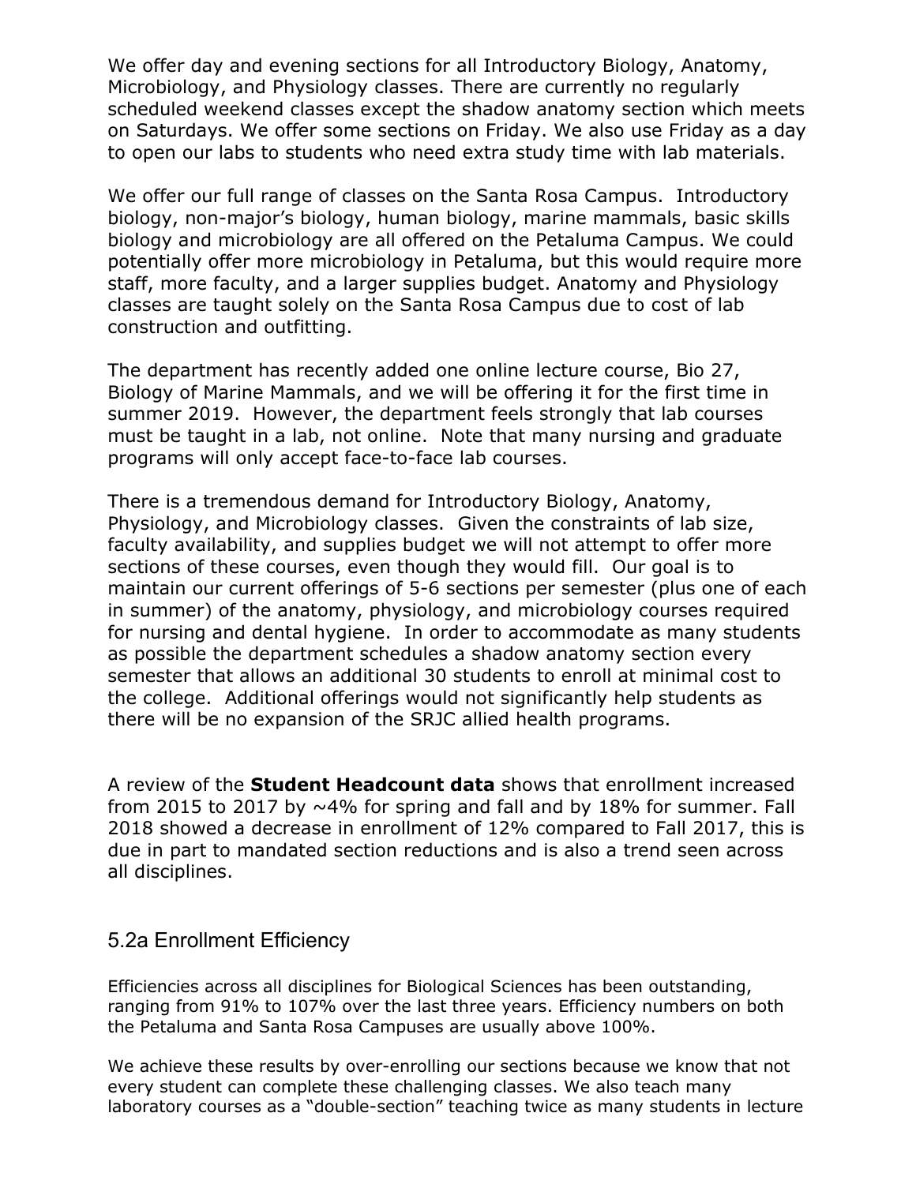We offer day and evening sections for all Introductory Biology, Anatomy, Microbiology, and Physiology classes. There are currently no regularly scheduled weekend classes except the shadow anatomy section which meets on Saturdays. We offer some sections on Friday. We also use Friday as a day to open our labs to students who need extra study time with lab materials.

We offer our full range of classes on the Santa Rosa Campus. Introductory biology, non-major's biology, human biology, marine mammals, basic skills biology and microbiology are all offered on the Petaluma Campus. We could potentially offer more microbiology in Petaluma, but this would require more staff, more faculty, and a larger supplies budget. Anatomy and Physiology classes are taught solely on the Santa Rosa Campus due to cost of lab construction and outfitting.

The department has recently added one online lecture course, Bio 27, Biology of Marine Mammals, and we will be offering it for the first time in summer 2019. However, the department feels strongly that lab courses must be taught in a lab, not online. Note that many nursing and graduate programs will only accept face-to-face lab courses.

There is a tremendous demand for Introductory Biology, Anatomy, Physiology, and Microbiology classes. Given the constraints of lab size, faculty availability, and supplies budget we will not attempt to offer more sections of these courses, even though they would fill. Our goal is to maintain our current offerings of 5-6 sections per semester (plus one of each in summer) of the anatomy, physiology, and microbiology courses required for nursing and dental hygiene. In order to accommodate as many students as possible the department schedules a shadow anatomy section every semester that allows an additional 30 students to enroll at minimal cost to the college. Additional offerings would not significantly help students as there will be no expansion of the SRJC allied health programs.

A review of the **Student Headcount data** shows that enrollment increased from 2015 to 2017 by ~4% for spring and fall and by 18% for summer. Fall 2018 showed a decrease in enrollment of 12% compared to Fall 2017, this is due in part to mandated section reductions and is also a trend seen across all disciplines.

## 5.2a Enrollment Efficiency

Efficiencies across all disciplines for Biological Sciences has been outstanding, ranging from 91% to 107% over the last three years. Efficiency numbers on both the Petaluma and Santa Rosa Campuses are usually above 100%.

We achieve these results by over-enrolling our sections because we know that not every student can complete these challenging classes. We also teach many laboratory courses as a "double-section" teaching twice as many students in lecture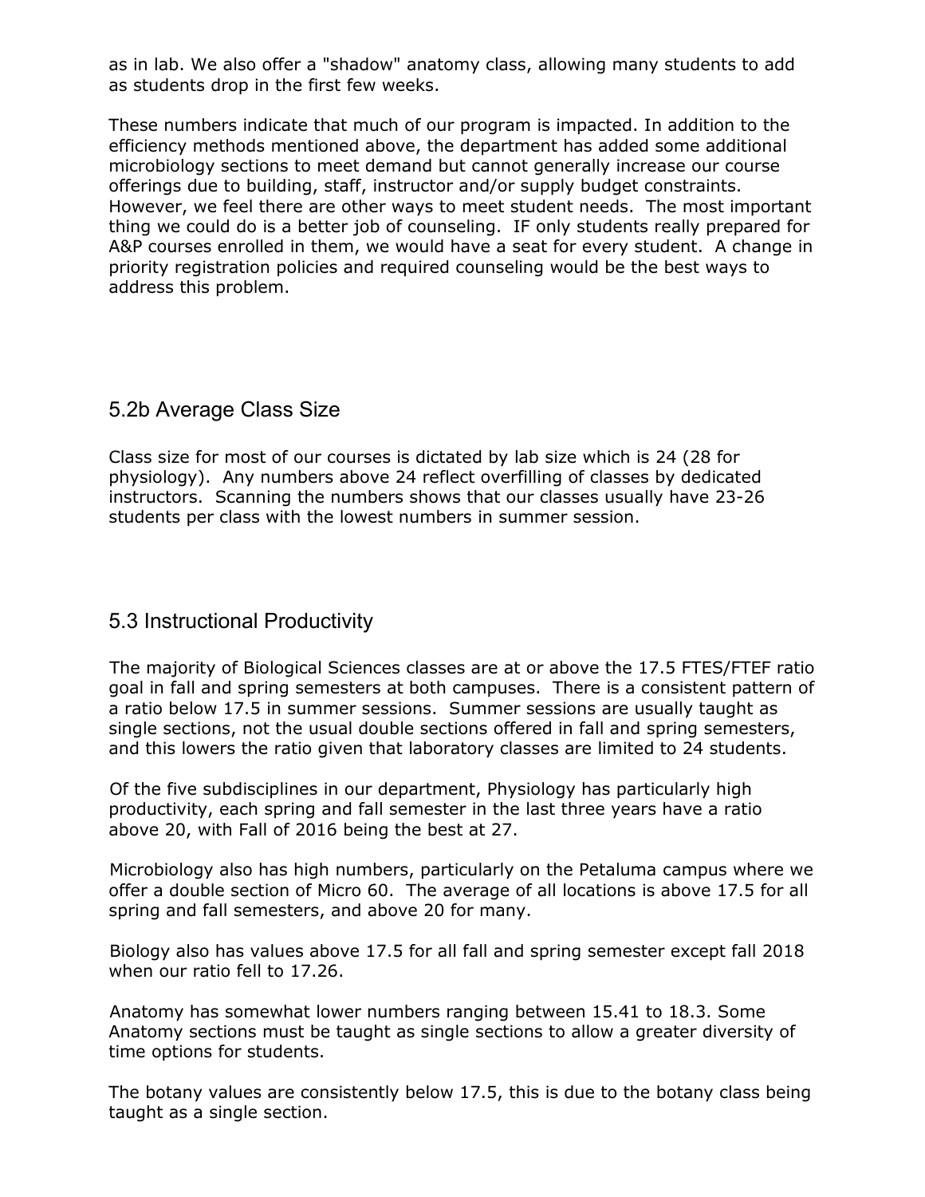as in lab. We also offer a "shadow" anatomy class, allowing many students to add as students drop in the first few weeks.

These numbers indicate that much of our program is impacted. In addition to the efficiency methods mentioned above, the department has added some additional microbiology sections to meet demand but cannot generally increase our course offerings due to building, staff, instructor and/or supply budget constraints. However, we feel there are other ways to meet student needs. The most important thing we could do is a better job of counseling. IF only students really prepared for A&P courses enrolled in them, we would have a seat for every student. A change in priority registration policies and required counseling would be the best ways to address this problem.

## 5.2b Average Class Size

Class size for most of our courses is dictated by lab size which is 24 (28 for physiology). Any numbers above 24 reflect overfilling of classes by dedicated instructors. Scanning the numbers shows that our classes usually have 23-26 students per class with the lowest numbers in summer session.

## 5.3 Instructional Productivity

The majority of Biological Sciences classes are at or above the 17.5 FTES/FTEF ratio goal in fall and spring semesters at both campuses. There is a consistent pattern of a ratio below 17.5 in summer sessions. Summer sessions are usually taught as single sections, not the usual double sections offered in fall and spring semesters, and this lowers the ratio given that laboratory classes are limited to 24 students.

Of the five subdisciplines in our department, Physiology has particularly high productivity, each spring and fall semester in the last three years have a ratio above 20, with Fall of 2016 being the best at 27.

Microbiology also has high numbers, particularly on the Petaluma campus where we offer a double section of Micro 60. The average of all locations is above 17.5 for all spring and fall semesters, and above 20 for many.

Biology also has values above 17.5 for all fall and spring semester except fall 2018 when our ratio fell to 17.26.

Anatomy has somewhat lower numbers ranging between 15.41 to 18.3. Some Anatomy sections must be taught as single sections to allow a greater diversity of time options for students.

The botany values are consistently below 17.5, this is due to the botany class being taught as a single section.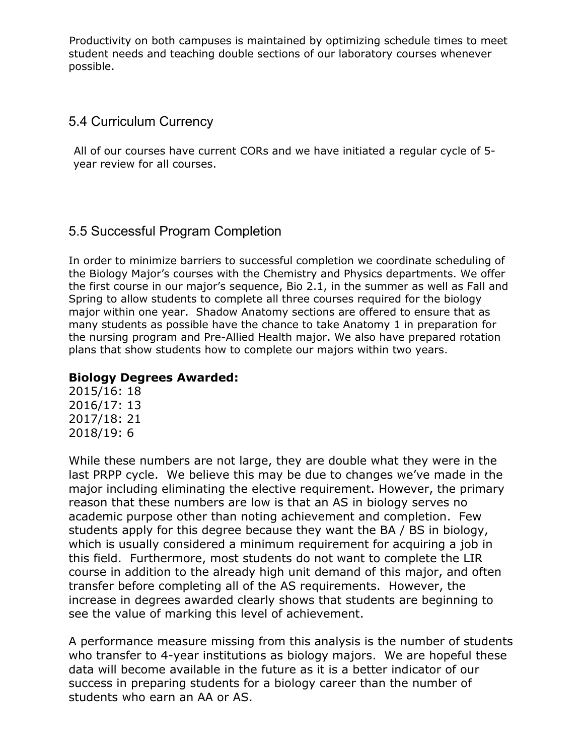Productivity on both campuses is maintained by optimizing schedule times to meet student needs and teaching double sections of our laboratory courses whenever possible.

## 5.4 Curriculum Currency

All of our courses have current CORs and we have initiated a regular cycle of 5-year review for all courses.

## 5.5 Successful Program Completion

In order to minimize barriers to successful completion we coordinate scheduling of the Biology Major's courses with the Chemistry and Physics departments. We offer the first course in our major's sequence, Bio 2.1, in the summer as well as Fall and Spring to allow students to complete all three courses required for the biology major within one year. Shadow Anatomy sections are offered to ensure that as many students as possible have the chance to take Anatomy 1 in preparation for the nursing program and Pre-Allied Health major. We also have prepared rotation plans that show students how to complete our majors within two years.

**Biology Degrees Awarded:**
2015/16: 18
2016/17: 13
2017/18: 21
2018/19: 6

While these numbers are not large, they are double what they were in the last PRPP cycle. We believe this may be due to changes we've made in the major including eliminating the elective requirement. However, the primary reason that these numbers are low is that an AS in biology serves no academic purpose other than noting achievement and completion. Few students apply for this degree because they want the BA / BS in biology, which is usually considered a minimum requirement for acquiring a job in this field. Furthermore, most students do not want to complete the LIR course in addition to the already high unit demand of this major, and often transfer before completing all of the AS requirements. However, the increase in degrees awarded clearly shows that students are beginning to see the value of marking this level of achievement.

A performance measure missing from this analysis is the number of students who transfer to 4-year institutions as biology majors. We are hopeful these data will become available in the future as it is a better indicator of our success in preparing students for a biology career than the number of students who earn an AA or AS.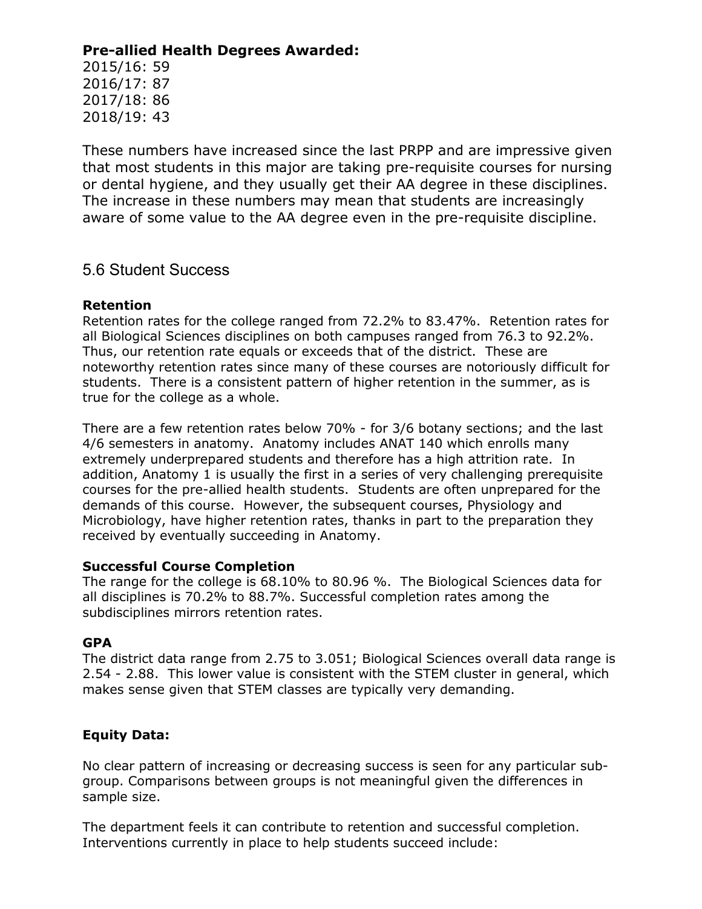**Pre-allied Health Degrees Awarded:**
2015/16: 59
2016/17: 87
2017/18: 86
2018/19: 43

These numbers have increased since the last PRPP and are impressive given that most students in this major are taking pre-requisite courses for nursing or dental hygiene, and they usually get their AA degree in these disciplines. The increase in these numbers may mean that students are increasingly aware of some value to the AA degree even in the pre-requisite discipline.

## 5.6 Student Success

**Retention**
Retention rates for the college ranged from 72.2% to 83.47%. Retention rates for all Biological Sciences disciplines on both campuses ranged from 76.3 to 92.2%. Thus, our retention rate equals or exceeds that of the district. These are noteworthy retention rates since many of these courses are notoriously difficult for students. There is a consistent pattern of higher retention in the summer, as is true for the college as a whole.

There are a few retention rates below 70% - for 3/6 botany sections; and the last 4/6 semesters in anatomy. Anatomy includes ANAT 140 which enrolls many extremely underprepared students and therefore has a high attrition rate. In addition, Anatomy 1 is usually the first in a series of very challenging prerequisite courses for the pre-allied health students. Students are often unprepared for the demands of this course. However, the subsequent courses, Physiology and Microbiology, have higher retention rates, thanks in part to the preparation they received by eventually succeeding in Anatomy.

**Successful Course Completion**
The range for the college is 68.10% to 80.96 %. The Biological Sciences data for all disciplines is 70.2% to 88.7%. Successful completion rates among the subdisciplines mirrors retention rates.

**GPA**
The district data range from 2.75 to 3.051; Biological Sciences overall data range is 2.54 - 2.88. This lower value is consistent with the STEM cluster in general, which makes sense given that STEM classes are typically very demanding.

**Equity Data:**

No clear pattern of increasing or decreasing success is seen for any particular sub-group. Comparisons between groups is not meaningful given the differences in sample size.

The department feels it can contribute to retention and successful completion. Interventions currently in place to help students succeed include: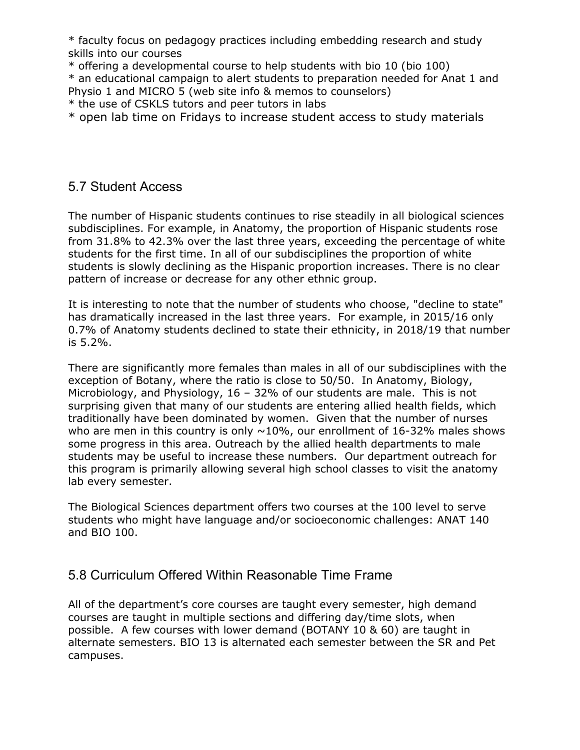* faculty focus on pedagogy practices including embedding research and study skills into our courses
* offering a developmental course to help students with bio 10 (bio 100)
* an educational campaign to alert students to preparation needed for Anat 1 and Physio 1 and MICRO 5 (web site info & memos to counselors)
* the use of CSKLS tutors and peer tutors in labs
* open lab time on Fridays to increase student access to study materials

## 5.7 Student Access

The number of Hispanic students continues to rise steadily in all biological sciences subdisciplines. For example, in Anatomy, the proportion of Hispanic students rose from 31.8% to 42.3% over the last three years, exceeding the percentage of white students for the first time. In all of our subdisciplines the proportion of white students is slowly declining as the Hispanic proportion increases. There is no clear pattern of increase or decrease for any other ethnic group.

It is interesting to note that the number of students who choose, "decline to state" has dramatically increased in the last three years. For example, in 2015/16 only 0.7% of Anatomy students declined to state their ethnicity, in 2018/19 that number is 5.2%.

There are significantly more females than males in all of our subdisciplines with the exception of Botany, where the ratio is close to 50/50. In Anatomy, Biology, Microbiology, and Physiology, 16 – 32% of our students are male. This is not surprising given that many of our students are entering allied health fields, which traditionally have been dominated by women. Given that the number of nurses who are men in this country is only ~10%, our enrollment of 16-32% males shows some progress in this area. Outreach by the allied health departments to male students may be useful to increase these numbers. Our department outreach for this program is primarily allowing several high school classes to visit the anatomy lab every semester.

The Biological Sciences department offers two courses at the 100 level to serve students who might have language and/or socioeconomic challenges: ANAT 140 and BIO 100.

## 5.8 Curriculum Offered Within Reasonable Time Frame

All of the department's core courses are taught every semester, high demand courses are taught in multiple sections and differing day/time slots, when possible. A few courses with lower demand (BOTANY 10 & 60) are taught in alternate semesters. BIO 13 is alternated each semester between the SR and Pet campuses.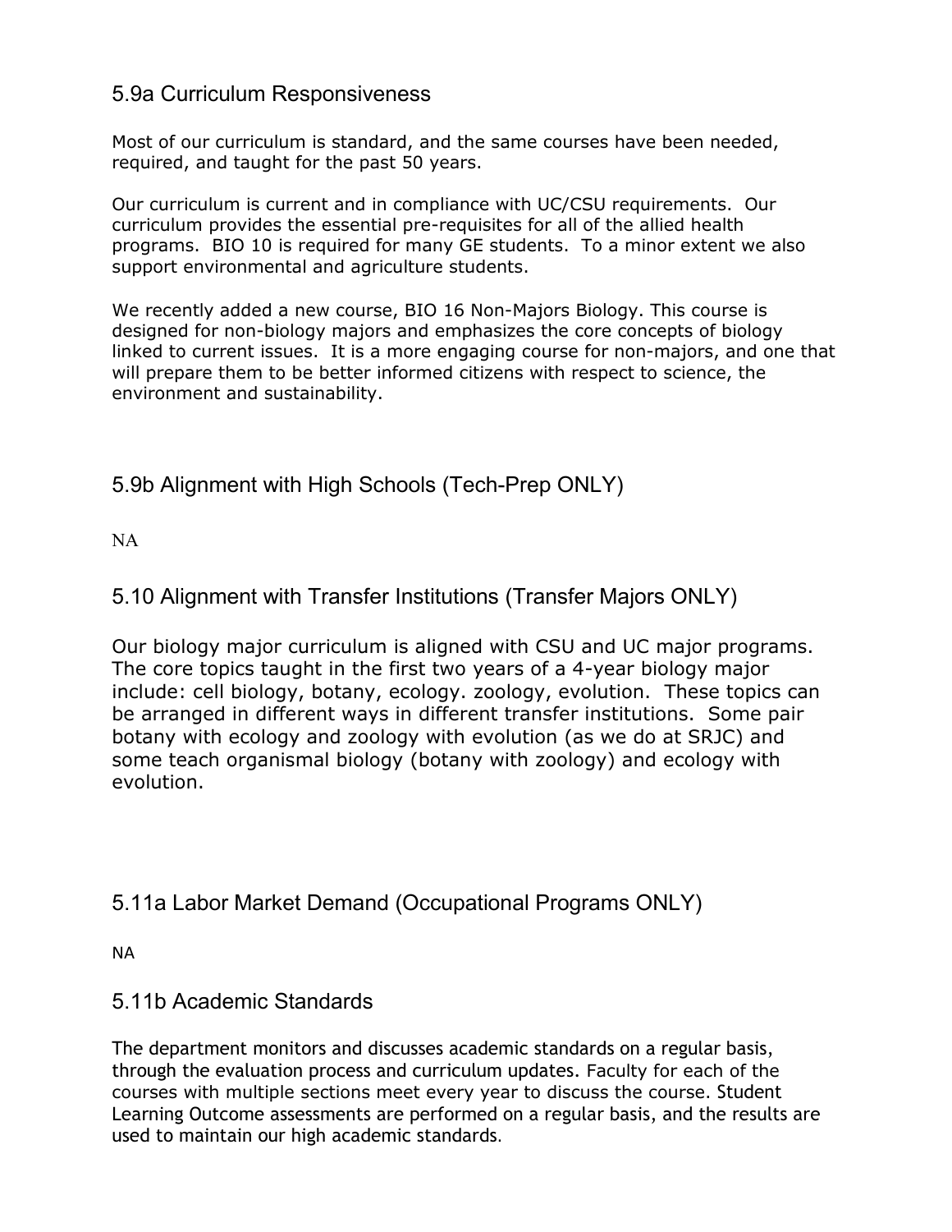## 5.9a Curriculum Responsiveness

Most of our curriculum is standard, and the same courses have been needed, required, and taught for the past 50 years.

Our curriculum is current and in compliance with UC/CSU requirements. Our curriculum provides the essential pre-requisites for all of the allied health programs. BIO 10 is required for many GE students. To a minor extent we also support environmental and agriculture students.

We recently added a new course, BIO 16 Non-Majors Biology. This course is designed for non-biology majors and emphasizes the core concepts of biology linked to current issues. It is a more engaging course for non-majors, and one that will prepare them to be better informed citizens with respect to science, the environment and sustainability.

## 5.9b Alignment with High Schools (Tech-Prep ONLY)

NA

## 5.10 Alignment with Transfer Institutions (Transfer Majors ONLY)

Our biology major curriculum is aligned with CSU and UC major programs. The core topics taught in the first two years of a 4-year biology major include: cell biology, botany, ecology. zoology, evolution. These topics can be arranged in different ways in different transfer institutions. Some pair botany with ecology and zoology with evolution (as we do at SRJC) and some teach organismal biology (botany with zoology) and ecology with evolution.

## 5.11a Labor Market Demand (Occupational Programs ONLY)

NA

## 5.11b Academic Standards

The department monitors and discusses academic standards on a regular basis, through the evaluation process and curriculum updates. Faculty for each of the courses with multiple sections meet every year to discuss the course. Student Learning Outcome assessments are performed on a regular basis, and the results are used to maintain our high academic standards.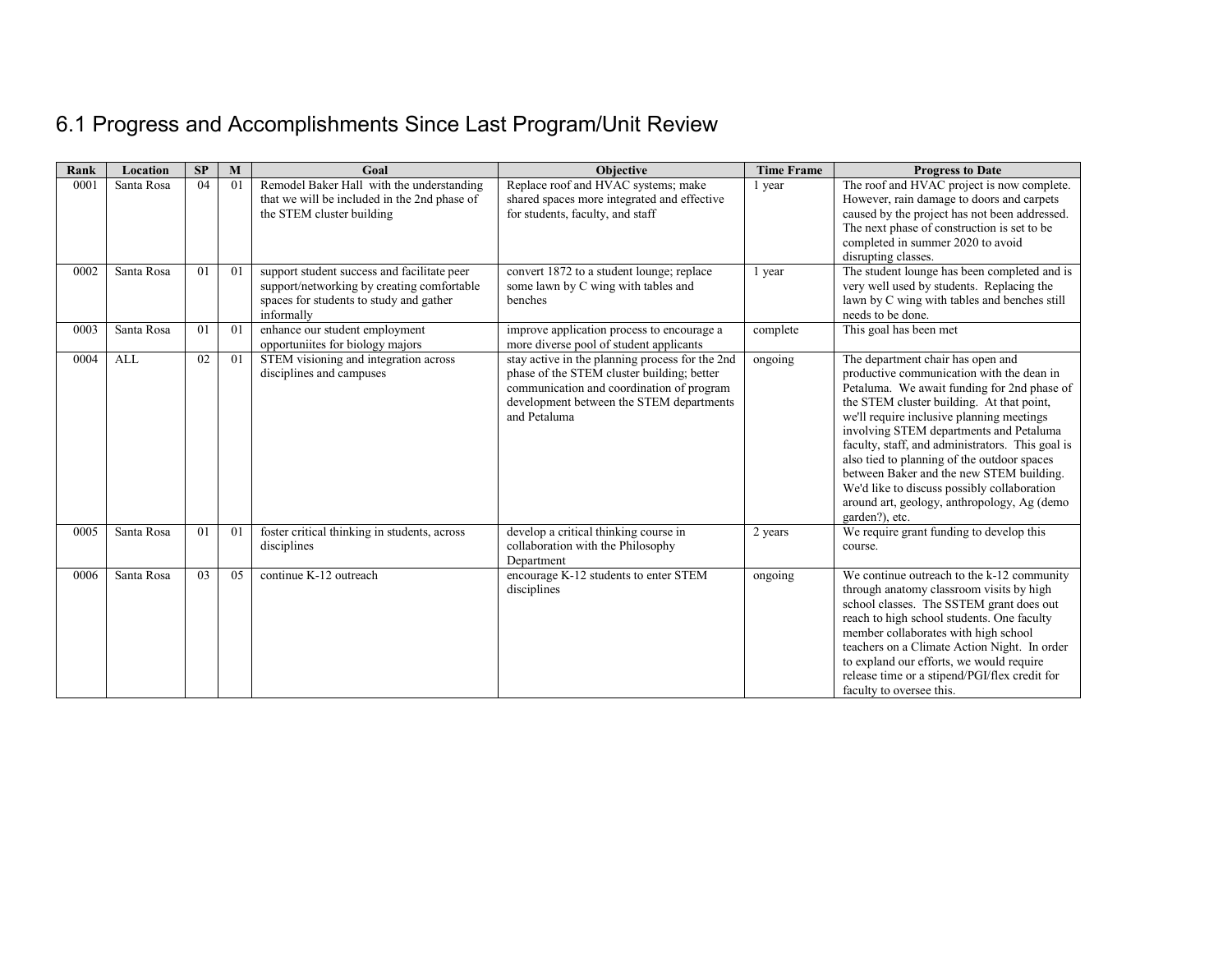# 6.1 Progress and Accomplishments Since Last Program/Unit Review

| Rank | Location | SP | M | Goal | Objective | Time Frame | Progress to Date |
|---|---|---|---|---|---|---|---|
| 0001 | Santa Rosa | 04 | 01 | Remodel Baker Hall with the understanding that we will be included in the 2nd phase of the STEM cluster building | Replace roof and HVAC systems; make shared spaces more integrated and effective for students, faculty, and staff | 1 year | The roof and HVAC project is now complete. However, rain damage to doors and carpets caused by the project has not been addressed. The next phase of construction is set to be completed in summer 2020 to avoid disrupting classes. |
| 0002 | Santa Rosa | 01 | 01 | support student success and facilitate peer support/networking by creating comfortable spaces for students to study and gather informally | convert 1872 to a student lounge; replace some lawn by C wing with tables and benches | 1 year | The student lounge has been completed and is very well used by students. Replacing the lawn by C wing with tables and benches still needs to be done. |
| 0003 | Santa Rosa | 01 | 01 | enhance our student employment opportuniites for biology majors | improve application process to encourage a more diverse pool of student applicants | complete | This goal has been met |
| 0004 | ALL | 02 | 01 | STEM visioning and integration across disciplines and campuses | stay active in the planning process for the 2nd phase of the STEM cluster building; better communication and coordination of program development between the STEM departments and Petaluma | ongoing | The department chair has open and productive communication with the dean in Petaluma. We await funding for 2nd phase of the STEM cluster building. At that point, we'll require inclusive planning meetings involving STEM departments and Petaluma faculty, staff, and administrators. This goal is also tied to planning of the outdoor spaces between Baker and the new STEM building. We'd like to discuss possibly collaboration around art, geology, anthropology, Ag (demo garden?), etc. |
| 0005 | Santa Rosa | 01 | 01 | foster critical thinking in students, across disciplines | develop a critical thinking course in collaboration with the Philosophy Department | 2 years | We require grant funding to develop this course. |
| 0006 | Santa Rosa | 03 | 05 | continue K-12 outreach | encourage K-12 students to enter STEM disciplines | ongoing | We continue outreach to the k-12 community through anatomy classroom visits by high school classes. The SSTEM grant does out reach to high school students. One faculty member collaborates with high school teachers on a Climate Action Night. In order to expland our efforts, we would require release time or a stipend/PGI/flex credit for faculty to oversee this. |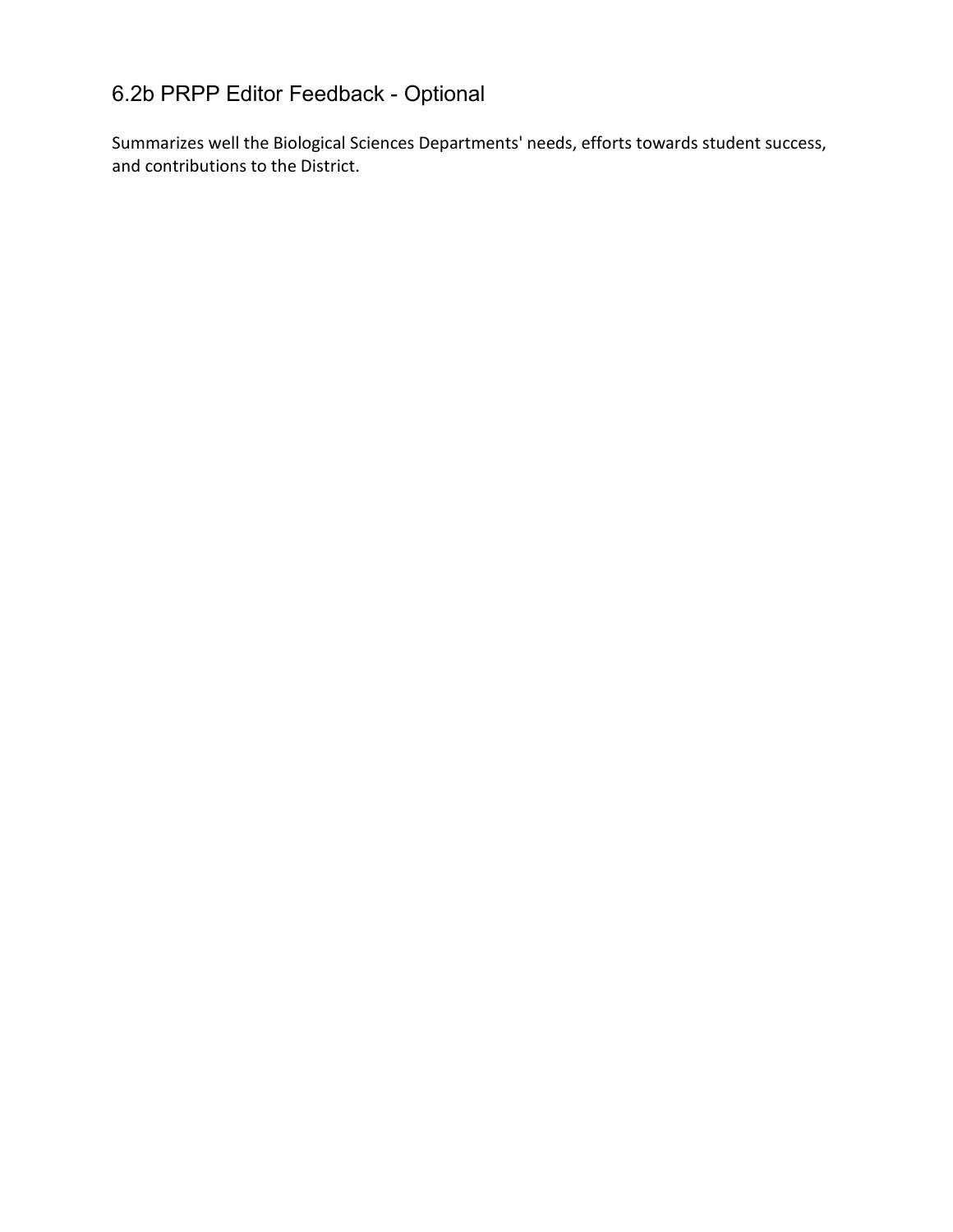## 6.2b PRPP Editor Feedback - Optional

Summarizes well the Biological Sciences Departments' needs, efforts towards student success, and contributions to the District.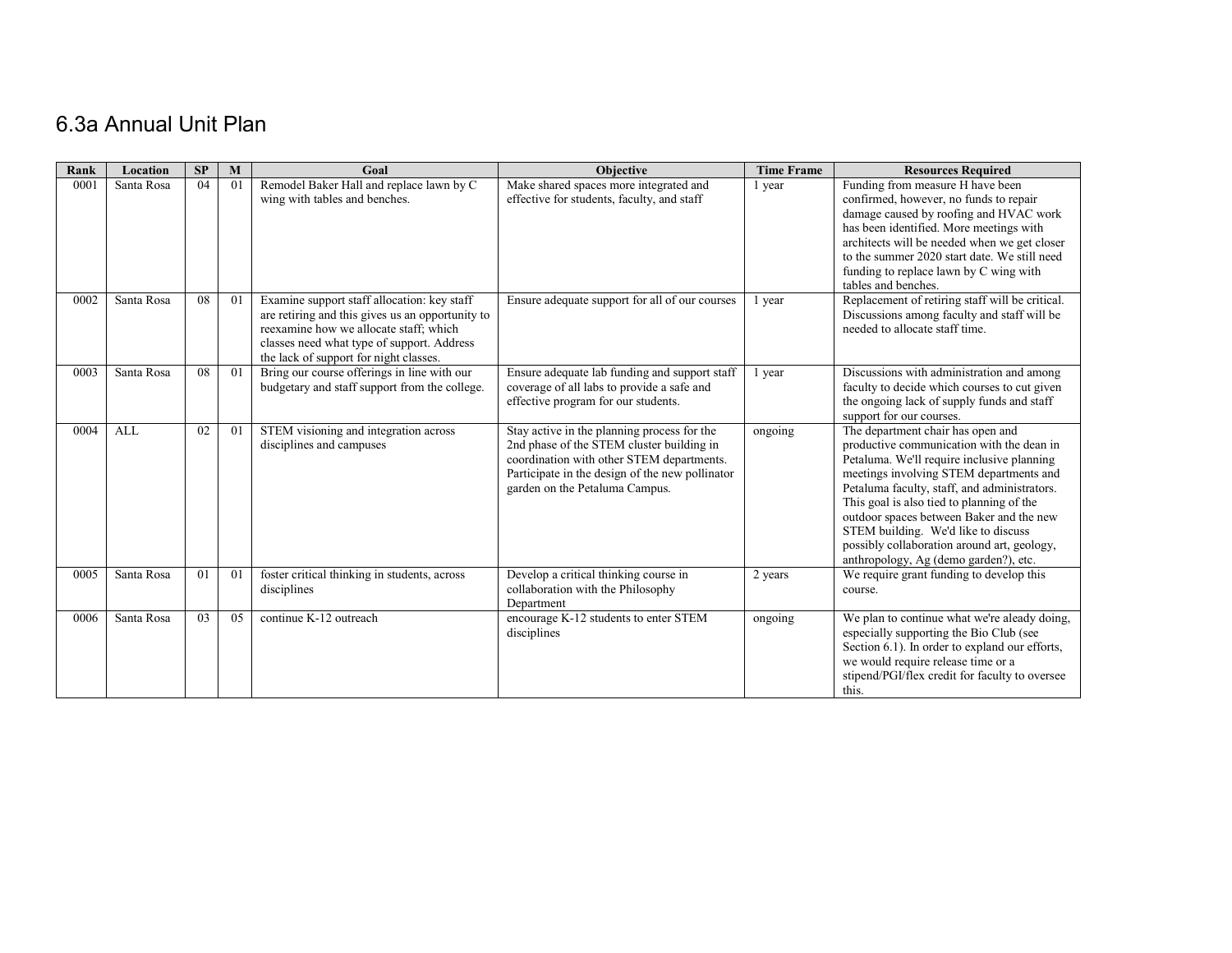## 6.3a Annual Unit Plan

| Rank | Location | SP | M | Goal | Objective | Time Frame | Resources Required |
|---|---|---|---|---|---|---|---|
| 0001 | Santa Rosa | 04 | 01 | Remodel Baker Hall and replace lawn by C wing with tables and benches. | Make shared spaces more integrated and effective for students, faculty, and staff | 1 year | Funding from measure H have been confirmed, however, no funds to repair damage caused by roofing and HVAC work has been identified. More meetings with architects will be needed when we get closer to the summer 2020 start date. We still need funding to replace lawn by C wing with tables and benches. |
| 0002 | Santa Rosa | 08 | 01 | Examine support staff allocation: key staff are retiring and this gives us an opportunity to reexamine how we allocate staff; which classes need what type of support. Address the lack of support for night classes. | Ensure adequate support for all of our courses | 1 year | Replacement of retiring staff will be critical. Discussions among faculty and staff will be needed to allocate staff time. |
| 0003 | Santa Rosa | 08 | 01 | Bring our course offerings in line with our budgetary and staff support from the college. | Ensure adequate lab funding and support staff coverage of all labs to provide a safe and effective program for our students. | 1 year | Discussions with administration and among faculty to decide which courses to cut given the ongoing lack of supply funds and staff support for our courses. |
| 0004 | ALL | 02 | 01 | STEM visioning and integration across disciplines and campuses | Stay active in the planning process for the 2nd phase of the STEM cluster building in coordination with other STEM departments. Participate in the design of the new pollinator garden on the Petaluma Campus. | ongoing | The department chair has open and productive communication with the dean in Petaluma. We'll require inclusive planning meetings involving STEM departments and Petaluma faculty, staff, and administrators. This goal is also tied to planning of the outdoor spaces between Baker and the new STEM building. We'd like to discuss possibly collaboration around art, geology, anthropology, Ag (demo garden?), etc. |
| 0005 | Santa Rosa | 01 | 01 | foster critical thinking in students, across disciplines | Develop a critical thinking course in collaboration with the Philosophy Department | 2 years | We require grant funding to develop this course. |
| 0006 | Santa Rosa | 03 | 05 | continue K-12 outreach | encourage K-12 students to enter STEM disciplines | ongoing | We plan to continue what we're aleady doing, especially supporting the Bio Club (see Section 6.1). In order to expland our efforts, we would require release time or a stipend/PGI/flex credit for faculty to oversee this. |